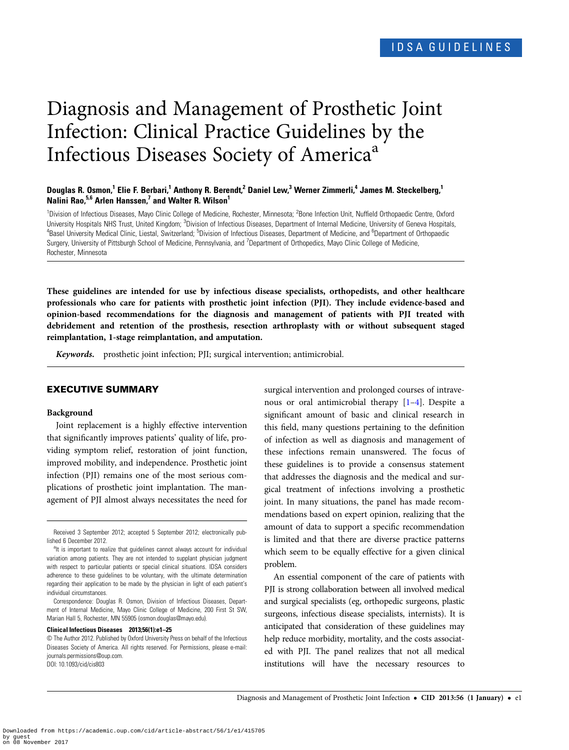IDSA GUIDELINES

# Diagnosis and Management of Prosthetic Joint Infection: Clinical Practice Guidelines by the Infectious Diseases Society of America[a]

**Douglas R. Osmon,[1] Elie F. Berbari,[1] Anthony R. Berendt,[2] Daniel Lew,[3] Werner Zimmerli,[4] James M. Steckelberg,[1] Nalini Rao,[5,6] Arlen Hanssen,[7] and Walter R. Wilson[1]**

[1]Division of Infectious Diseases, Mayo Clinic College of Medicine, Rochester, Minnesota; [2]Bone Infection Unit, Nuffield Orthopaedic Centre, Oxford University Hospitals NHS Trust, United Kingdom; [3]Division of Infectious Diseases, Department of Internal Medicine, University of Geneva Hospitals, [4]Basel University Medical Clinic, Liestal, Switzerland; [5]Division of Infectious Diseases, Department of Medicine, and [6]Department of Orthopaedic Surgery, University of Pittsburgh School of Medicine, Pennsylvania, and [7]Department of Orthopedics, Mayo Clinic College of Medicine, Rochester, Minnesota

**These guidelines are intended for use by infectious disease specialists, orthopedists, and other healthcare professionals who care for patients with prosthetic joint infection (PJI). They include evidence-based and opinion-based recommendations for the diagnosis and management of patients with PJI treated with debridement and retention of the prosthesis, resection arthroplasty with or without subsequent staged reimplantation, 1-stage reimplantation, and amputation.**

***Keywords.*** prosthetic joint infection; PJI; surgical intervention; antimicrobial.

## EXECUTIVE SUMMARY

### Background

Joint replacement is a highly effective intervention that significantly improves patients' quality of life, providing symptom relief, restoration of joint function, improved mobility, and independence. Prosthetic joint infection (PJI) remains one of the most serious complications of prosthetic joint implantation. The management of PJI almost always necessitates the need for surgical intervention and prolonged courses of intravenous or oral antimicrobial therapy [1–4]. Despite a significant amount of basic and clinical research in this field, many questions pertaining to the definition of infection as well as diagnosis and management of these infections remain unanswered. The focus of these guidelines is to provide a consensus statement that addresses the diagnosis and the medical and surgical treatment of infections involving a prosthetic joint. In many situations, the panel has made recommendations based on expert opinion, realizing that the amount of data to support a specific recommendation is limited and that there are diverse practice patterns which seem to be equally effective for a given clinical problem.

An essential component of the care of patients with PJI is strong collaboration between all involved medical and surgical specialists (eg, orthopedic surgeons, plastic surgeons, infectious disease specialists, internists). It is anticipated that consideration of these guidelines may help reduce morbidity, mortality, and the costs associated with PJI. The panel realizes that not all medical institutions will have the necessary resources to

Received 3 September 2012; accepted 5 September 2012; electronically published 6 December 2012.

[a]It is important to realize that guidelines cannot always account for individual variation among patients. They are not intended to supplant physician judgment with respect to particular patients or special clinical situations. IDSA considers adherence to these guidelines to be voluntary, with the ultimate determination regarding their application to be made by the physician in light of each patient's individual circumstances.

Correspondence: Douglas R. Osmon, Division of Infectious Diseases, Department of Internal Medicine, Mayo Clinic College of Medicine, 200 First St SW, Marian Hall 5, Rochester, MN 55905 (osmon.douglas@mayo.edu).

**Clinical Infectious Diseases 2013;56(1):e1–25**

© The Author 2012. Published by Oxford University Press on behalf of the Infectious Diseases Society of America. All rights reserved. For Permissions, please e-mail: journals.permissions@oup.com.
DOI: 10.1093/cid/cis803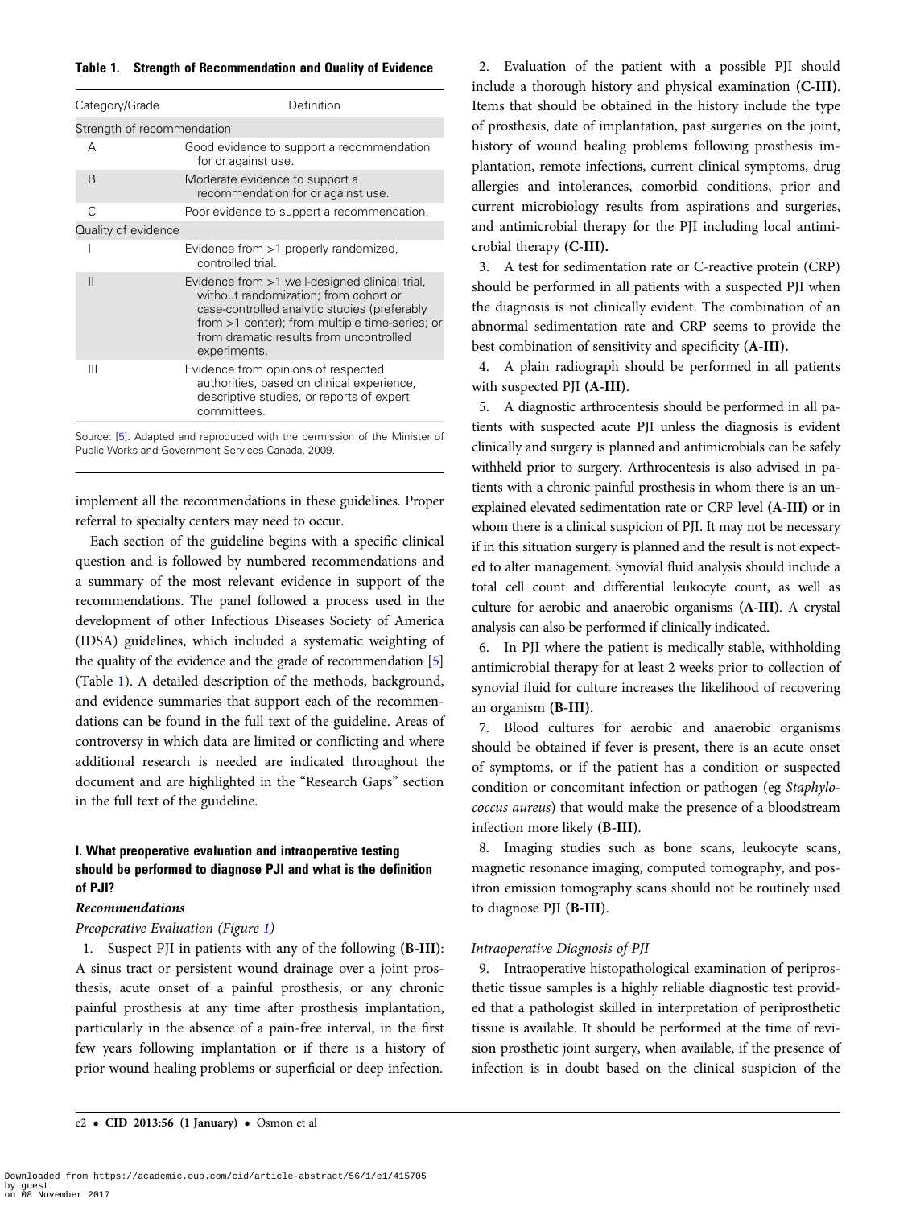**Table 1. Strength of Recommendation and Quality of Evidence**

| Category/Grade | Definition |
| --- | --- |
| Strength of recommendation | |
| A | Good evidence to support a recommendation for or against use. |
| B | Moderate evidence to support a recommendation for or against use. |
| C | Poor evidence to support a recommendation. |
| Quality of evidence | |
| I | Evidence from >1 properly randomized, controlled trial. |
| II | Evidence from >1 well-designed clinical trial, without randomization; from cohort or case-controlled analytic studies (preferably from >1 center); from multiple time-series; or from dramatic results from uncontrolled experiments. |
| III | Evidence from opinions of respected authorities, based on clinical experience, descriptive studies, or reports of expert committees. |

Source: [5]. Adapted and reproduced with the permission of the Minister of Public Works and Government Services Canada, 2009.

implement all the recommendations in these guidelines. Proper referral to specialty centers may need to occur.

Each section of the guideline begins with a specific clinical question and is followed by numbered recommendations and a summary of the most relevant evidence in support of the recommendations. The panel followed a process used in the development of other Infectious Diseases Society of America (IDSA) guidelines, which included a systematic weighting of the quality of the evidence and the grade of recommendation [5] (Table 1). A detailed description of the methods, background, and evidence summaries that support each of the recommendations can be found in the full text of the guideline. Areas of controversy in which data are limited or conflicting and where additional research is needed are indicated throughout the document and are highlighted in the "Research Gaps" section in the full text of the guideline.

## I. What preoperative evaluation and intraoperative testing should be performed to diagnose PJI and what is the definition of PJI?

### Recommendations

*Preoperative Evaluation (Figure 1)*

1. Suspect PJI in patients with any of the following **(B-III)**: A sinus tract or persistent wound drainage over a joint prosthesis, acute onset of a painful prosthesis, or any chronic painful prosthesis at any time after prosthesis implantation, particularly in the absence of a pain-free interval, in the first few years following implantation or if there is a history of prior wound healing problems or superficial or deep infection.

2. Evaluation of the patient with a possible PJI should include a thorough history and physical examination **(C-III)**. Items that should be obtained in the history include the type of prosthesis, date of implantation, past surgeries on the joint, history of wound healing problems following prosthesis implantation, remote infections, current clinical symptoms, drug allergies and intolerances, comorbid conditions, prior and current microbiology results from aspirations and surgeries, and antimicrobial therapy for the PJI including local antimicrobial therapy **(C-III).**

3. A test for sedimentation rate or C-reactive protein (CRP) should be performed in all patients with a suspected PJI when the diagnosis is not clinically evident. The combination of an abnormal sedimentation rate and CRP seems to provide the best combination of sensitivity and specificity **(A-III).**

4. A plain radiograph should be performed in all patients with suspected PJI **(A-III)**.

5. A diagnostic arthrocentesis should be performed in all patients with suspected acute PJI unless the diagnosis is evident clinically and surgery is planned and antimicrobials can be safely withheld prior to surgery. Arthrocentesis is also advised in patients with a chronic painful prosthesis in whom there is an unexplained elevated sedimentation rate or CRP level **(A-III)** or in whom there is a clinical suspicion of PJI. It may not be necessary if in this situation surgery is planned and the result is not expected to alter management. Synovial fluid analysis should include a total cell count and differential leukocyte count, as well as culture for aerobic and anaerobic organisms **(A-III)**. A crystal analysis can also be performed if clinically indicated.

6. In PJI where the patient is medically stable, withholding antimicrobial therapy for at least 2 weeks prior to collection of synovial fluid for culture increases the likelihood of recovering an organism **(B-III).**

7. Blood cultures for aerobic and anaerobic organisms should be obtained if fever is present, there is an acute onset of symptoms, or if the patient has a condition or suspected condition or concomitant infection or pathogen (eg *Staphylococcus aureus*) that would make the presence of a bloodstream infection more likely **(B-III)**.

8. Imaging studies such as bone scans, leukocyte scans, magnetic resonance imaging, computed tomography, and positron emission tomography scans should not be routinely used to diagnose PJI **(B-III)**.

*Intraoperative Diagnosis of PJI*

9. Intraoperative histopathological examination of periprosthetic tissue samples is a highly reliable diagnostic test provided that a pathologist skilled in interpretation of periprosthetic tissue is available. It should be performed at the time of revision prosthetic joint surgery, when available, if the presence of infection is in doubt based on the clinical suspicion of the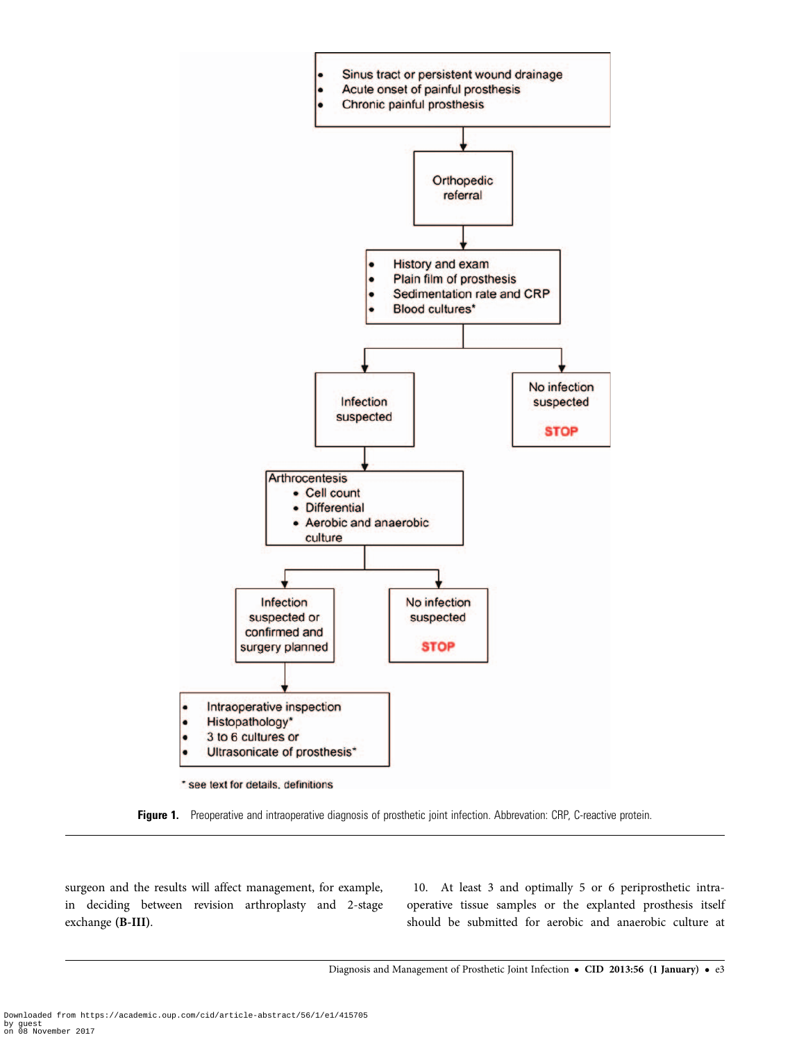- Sinus tract or persistent wound drainage
- Acute onset of painful prosthesis
- Chronic painful prosthesis

↓

Orthopedic referral

↓

- History and exam
- Plain film of prosthesis
- Sedimentation rate and CRP
- Blood cultures*

↓

Infection suspected | No infection suspected **STOP**

↓

Arthrocentesis
- Cell count
- Differential
- Aerobic and anaerobic culture

↓

Infection suspected or confirmed and surgery planned | No infection suspected **STOP**

↓

- Intraoperative inspection
- Histopathology*
- 3 to 6 cultures or
- Ultrasonicate of prosthesis*

* see text for details, definitions

**Figure 1.** Preoperative and intraoperative diagnosis of prosthetic joint infection. Abbreviation: CRP, C-reactive protein.

surgeon and the results will affect management, for example, in deciding between revision arthroplasty and 2-stage exchange **(B-III)**.

10. At least 3 and optimally 5 or 6 periprosthetic intraoperative tissue samples or the explanted prosthesis itself should be submitted for aerobic and anaerobic culture at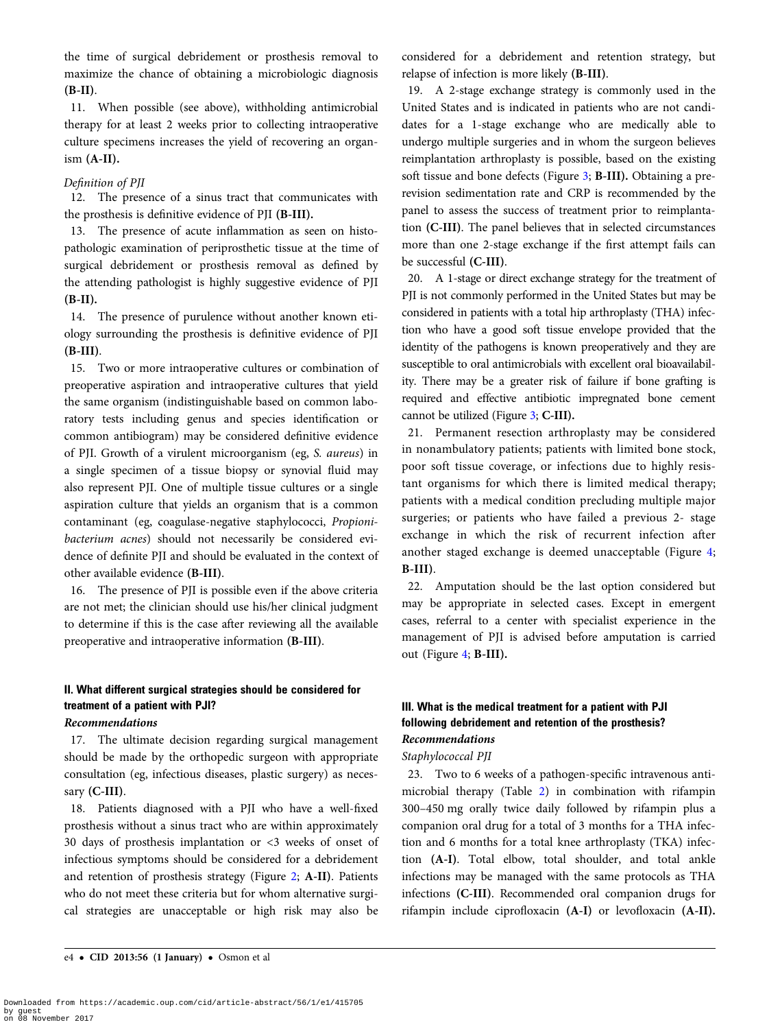the time of surgical debridement or prosthesis removal to maximize the chance of obtaining a microbiologic diagnosis **(B-II)**.

11. When possible (see above), withholding antimicrobial therapy for at least 2 weeks prior to collecting intraoperative culture specimens increases the yield of recovering an organism **(A-II).**

*Definition of PJI*

12. The presence of a sinus tract that communicates with the prosthesis is definitive evidence of PJI **(B-III).**

13. The presence of acute inflammation as seen on histopathologic examination of periprosthetic tissue at the time of surgical debridement or prosthesis removal as defined by the attending pathologist is highly suggestive evidence of PJI **(B-II).**

14. The presence of purulence without another known etiology surrounding the prosthesis is definitive evidence of PJI **(B-III)**.

15. Two or more intraoperative cultures or combination of preoperative aspiration and intraoperative cultures that yield the same organism (indistinguishable based on common laboratory tests including genus and species identification or common antibiogram) may be considered definitive evidence of PJI. Growth of a virulent microorganism (eg, *S. aureus*) in a single specimen of a tissue biopsy or synovial fluid may also represent PJI. One of multiple tissue cultures or a single aspiration culture that yields an organism that is a common contaminant (eg, coagulase-negative staphylococci, *Propionibacterium acnes*) should not necessarily be considered evidence of definite PJI and should be evaluated in the context of other available evidence **(B-III)**.

16. The presence of PJI is possible even if the above criteria are not met; the clinician should use his/her clinical judgment to determine if this is the case after reviewing all the available preoperative and intraoperative information **(B-III)**.

## II. What different surgical strategies should be considered for treatment of a patient with PJI?

***Recommendations***

17. The ultimate decision regarding surgical management should be made by the orthopedic surgeon with appropriate consultation (eg, infectious diseases, plastic surgery) as necessary **(C-III)**.

18. Patients diagnosed with a PJI who have a well-fixed prosthesis without a sinus tract who are within approximately 30 days of prosthesis implantation or <3 weeks of onset of infectious symptoms should be considered for a debridement and retention of prosthesis strategy (Figure 2; **A-II)**. Patients who do not meet these criteria but for whom alternative surgical strategies are unacceptable or high risk may also be considered for a debridement and retention strategy, but relapse of infection is more likely **(B-III)**.

19. A 2-stage exchange strategy is commonly used in the United States and is indicated in patients who are not candidates for a 1-stage exchange who are medically able to undergo multiple surgeries and in whom the surgeon believes reimplantation arthroplasty is possible, based on the existing soft tissue and bone defects (Figure 3; **B-III).** Obtaining a prerevision sedimentation rate and CRP is recommended by the panel to assess the success of treatment prior to reimplantation **(C-III)**. The panel believes that in selected circumstances more than one 2-stage exchange if the first attempt fails can be successful **(C-III)**.

20. A 1-stage or direct exchange strategy for the treatment of PJI is not commonly performed in the United States but may be considered in patients with a total hip arthroplasty (THA) infection who have a good soft tissue envelope provided that the identity of the pathogens is known preoperatively and they are susceptible to oral antimicrobials with excellent oral bioavailability. There may be a greater risk of failure if bone grafting is required and effective antibiotic impregnated bone cement cannot be utilized (Figure 3; **C-III).**

21. Permanent resection arthroplasty may be considered in nonambulatory patients; patients with limited bone stock, poor soft tissue coverage, or infections due to highly resistant organisms for which there is limited medical therapy; patients with a medical condition precluding multiple major surgeries; or patients who have failed a previous 2- stage exchange in which the risk of recurrent infection after another staged exchange is deemed unacceptable (Figure 4; **B-III)**.

22. Amputation should be the last option considered but may be appropriate in selected cases. Except in emergent cases, referral to a center with specialist experience in the management of PJI is advised before amputation is carried out (Figure 4; **B-III).**

## III. What is the medical treatment for a patient with PJI following debridement and retention of the prosthesis?

***Recommendations***

*Staphylococcal PJI*

23. Two to 6 weeks of a pathogen-specific intravenous antimicrobial therapy (Table 2) in combination with rifampin 300–450 mg orally twice daily followed by rifampin plus a companion oral drug for a total of 3 months for a THA infection and 6 months for a total knee arthroplasty (TKA) infection **(A-I)**. Total elbow, total shoulder, and total ankle infections may be managed with the same protocols as THA infections **(C-III)**. Recommended oral companion drugs for rifampin include ciprofloxacin **(A-I)** or levofloxacin **(A-II).**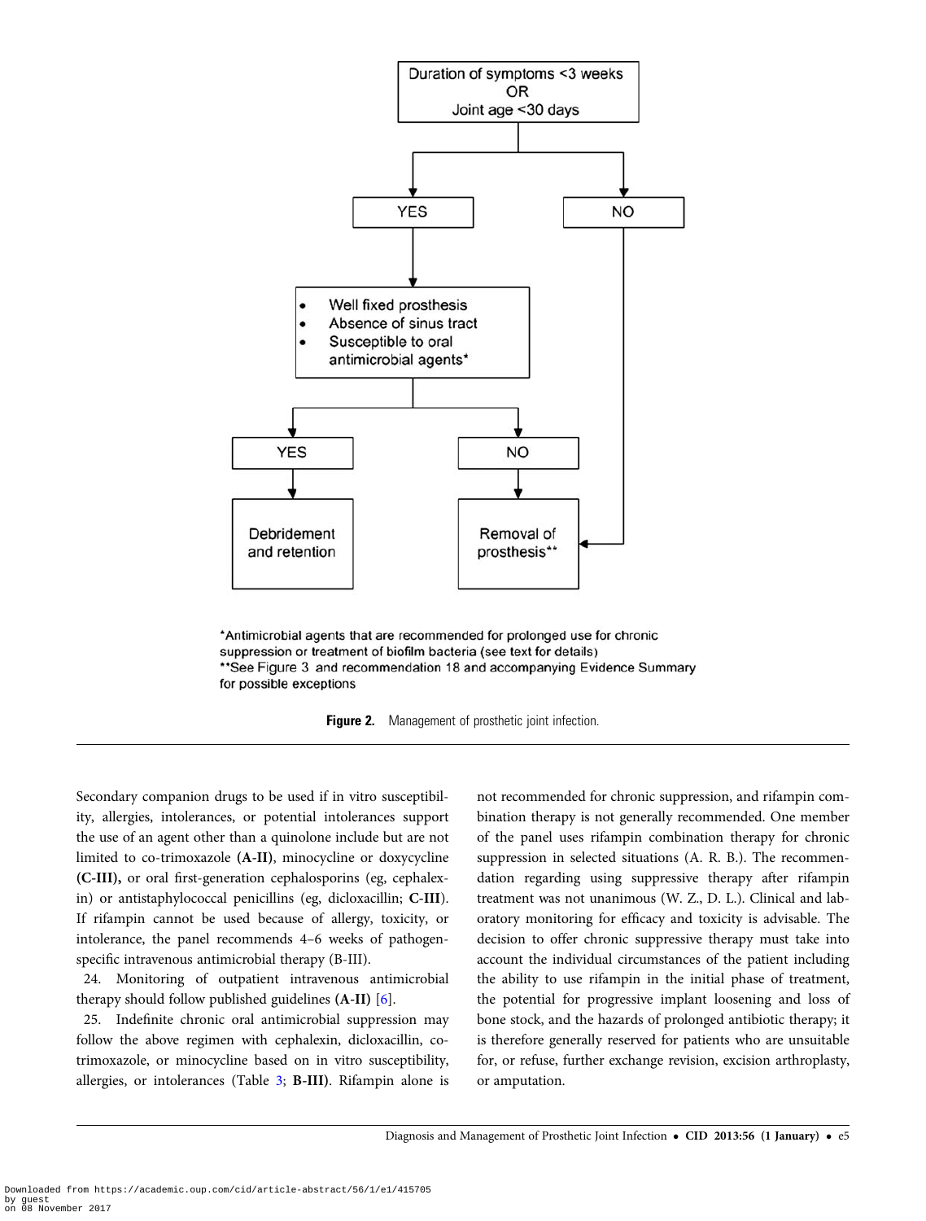Duration of symptoms <3 weeks OR Joint age <30 days

- YES → Well fixed prosthesis; Absence of sinus tract; Susceptible to oral antimicrobial agents*
  - YES → Debridement and retention
  - NO → Removal of prosthesis**
- NO → Removal of prosthesis**

*Antimicrobial agents that are recommended for prolonged use for chronic suppression or treatment of biofilm bacteria (see text for details)
**See Figure 3 and recommendation 18 and accompanying Evidence Summary for possible exceptions

**Figure 2.** Management of prosthetic joint infection.

Secondary companion drugs to be used if in vitro susceptibility, allergies, intolerances, or potential intolerances support the use of an agent other than a quinolone include but are not limited to co-trimoxazole **(A-II)**, minocycline or doxycycline **(C-III),** or oral first-generation cephalosporins (eg, cephalexin) or antistaphylococcal penicillins (eg, dicloxacillin; **C-III**). If rifampin cannot be used because of allergy, toxicity, or intolerance, the panel recommends 4–6 weeks of pathogen-specific intravenous antimicrobial therapy (B-III).

24. Monitoring of outpatient intravenous antimicrobial therapy should follow published guidelines **(A-II)** [6].

25. Indefinite chronic oral antimicrobial suppression may follow the above regimen with cephalexin, dicloxacillin, co-trimoxazole, or minocycline based on in vitro susceptibility, allergies, or intolerances (Table 3; **B-III**). Rifampin alone is not recommended for chronic suppression, and rifampin combination therapy is not generally recommended. One member of the panel uses rifampin combination therapy for chronic suppression in selected situations (A. R. B.). The recommendation regarding using suppressive therapy after rifampin treatment was not unanimous (W. Z., D. L.). Clinical and laboratory monitoring for efficacy and toxicity is advisable. The decision to offer chronic suppressive therapy must take into account the individual circumstances of the patient including the ability to use rifampin in the initial phase of treatment, the potential for progressive implant loosening and loss of bone stock, and the hazards of prolonged antibiotic therapy; it is therefore generally reserved for patients who are unsuitable for, or refuse, further exchange revision, excision arthroplasty, or amputation.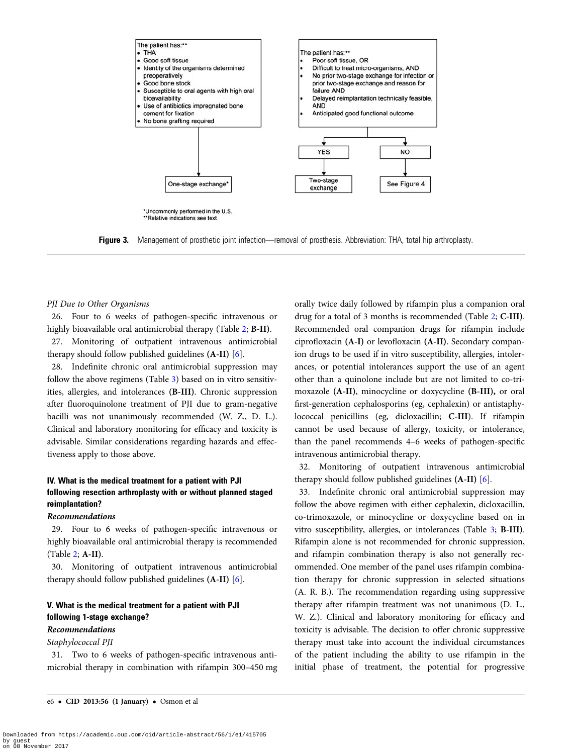The patient has:**
- THA
- Good soft tissue
- Identity of the organisms determined preoperatively
- Good bone stock
- Susceptible to oral agents with high oral bioavailability
- Use of antibiotics impregnated bone cement for fixation
- No bone grafting required

→ One-stage exchange*

The patient has:**
- Poor soft tissue, OR
- Difficult to treat micro-organisms, AND
- No prior two-stage exchange for infection or prior two-stage exchange and reason for failure AND
- Delayed reimplantation technically feasible, AND
- Anticipated good functional outcome

YES → Two-stage exchange

NO → See Figure 4

*Uncommonly performed in the U.S.
**Relative indications see text

**Figure 3.** Management of prosthetic joint infection—removal of prosthesis. Abbreviation: THA, total hip arthroplasty.

*PJI Due to Other Organisms*

26. Four to 6 weeks of pathogen-specific intravenous or highly bioavailable oral antimicrobial therapy (Table 2; **B-II**).

27. Monitoring of outpatient intravenous antimicrobial therapy should follow published guidelines **(A-II)** [6].

28. Indefinite chronic oral antimicrobial suppression may follow the above regimens (Table 3) based on in vitro sensitivities, allergies, and intolerances **(B-III)**. Chronic suppression after fluoroquinolone treatment of PJI due to gram-negative bacilli was not unanimously recommended (W. Z., D. L.). Clinical and laboratory monitoring for efficacy and toxicity is advisable. Similar considerations regarding hazards and effectiveness apply to those above.

### IV. What is the medical treatment for a patient with PJI following resection arthroplasty with or without planned staged reimplantation?

***Recommendations***

29. Four to 6 weeks of pathogen-specific intravenous or highly bioavailable oral antimicrobial therapy is recommended (Table 2; **A-II**).

30. Monitoring of outpatient intravenous antimicrobial therapy should follow published guidelines **(A-II)** [6].

### V. What is the medical treatment for a patient with PJI following 1-stage exchange?

***Recommendations***

*Staphylococcal PJI*

31. Two to 6 weeks of pathogen-specific intravenous antimicrobial therapy in combination with rifampin 300–450 mg orally twice daily followed by rifampin plus a companion oral drug for a total of 3 months is recommended (Table 2; **C-III**). Recommended oral companion drugs for rifampin include ciprofloxacin **(A-I)** or levofloxacin **(A-II)**. Secondary companion drugs to be used if in vitro susceptibility, allergies, intolerances, or potential intolerances support the use of an agent other than a quinolone include but are not limited to co-trimoxazole **(A-II)**, minocycline or doxycycline **(B-III),** or oral first-generation cephalosporins (eg, cephalexin) or antistaphylococcal penicillins (eg, dicloxacillin; **C-III**). If rifampin cannot be used because of allergy, toxicity, or intolerance, than the panel recommends 4–6 weeks of pathogen-specific intravenous antimicrobial therapy.

32. Monitoring of outpatient intravenous antimicrobial therapy should follow published guidelines **(A-II)** [6].

33. Indefinite chronic oral antimicrobial suppression may follow the above regimen with either cephalexin, dicloxacillin, co-trimoxazole, or minocycline or doxycycline based on in vitro susceptibility, allergies, or intolerances (Table 3; **B-III**). Rifampin alone is not recommended for chronic suppression, and rifampin combination therapy is also not generally recommended. One member of the panel uses rifampin combination therapy for chronic suppression in selected situations (A. R. B.). The recommendation regarding using suppressive therapy after rifampin treatment was not unanimous (D. L., W. Z.). Clinical and laboratory monitoring for efficacy and toxicity is advisable. The decision to offer chronic suppressive therapy must take into account the individual circumstances of the patient including the ability to use rifampin in the initial phase of treatment, the potential for progressive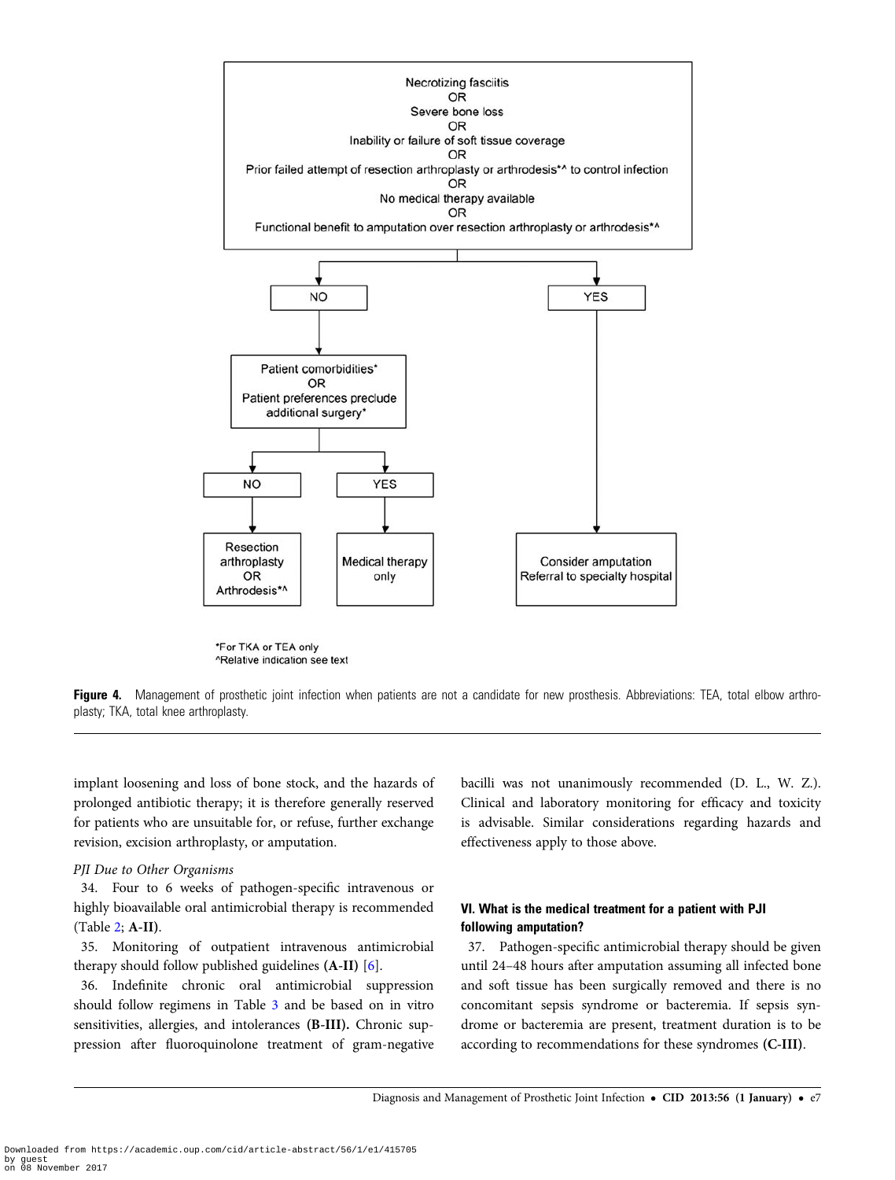Necrotizing fasciitis
OR
Severe bone loss
OR
Inability or failure of soft tissue coverage
OR
Prior failed attempt of resection arthroplasty or arthrodesis*^ to control infection
OR
No medical therapy available
OR
Functional benefit to amputation over resection arthroplasty or arthrodesis*^

NO → Patient comorbidities* OR Patient preferences preclude additional surgery*
- NO → Resection arthroplasty OR Arthrodesis*^
- YES → Medical therapy only

YES → Consider amputation Referral to specialty hospital

*For TKA or TEA only
^Relative indication see text

**Figure 4.** Management of prosthetic joint infection when patients are not a candidate for new prosthesis. Abbreviations: TEA, total elbow arthroplasty; TKA, total knee arthroplasty.

implant loosening and loss of bone stock, and the hazards of prolonged antibiotic therapy; it is therefore generally reserved for patients who are unsuitable for, or refuse, further exchange revision, excision arthroplasty, or amputation.

*PJI Due to Other Organisms*

34. Four to 6 weeks of pathogen-specific intravenous or highly bioavailable oral antimicrobial therapy is recommended (Table 2; **A-II**).

35. Monitoring of outpatient intravenous antimicrobial therapy should follow published guidelines **(A-II)** [6].

36. Indefinite chronic oral antimicrobial suppression should follow regimens in Table 3 and be based on in vitro sensitivities, allergies, and intolerances **(B-III).** Chronic suppression after fluoroquinolone treatment of gram-negative bacilli was not unanimously recommended (D. L., W. Z.). Clinical and laboratory monitoring for efficacy and toxicity is advisable. Similar considerations regarding hazards and effectiveness apply to those above.

### VI. What is the medical treatment for a patient with PJI following amputation?

37. Pathogen-specific antimicrobial therapy should be given until 24–48 hours after amputation assuming all infected bone and soft tissue has been surgically removed and there is no concomitant sepsis syndrome or bacteremia. If sepsis syndrome or bacteremia are present, treatment duration is to be according to recommendations for these syndromes **(C-III)**.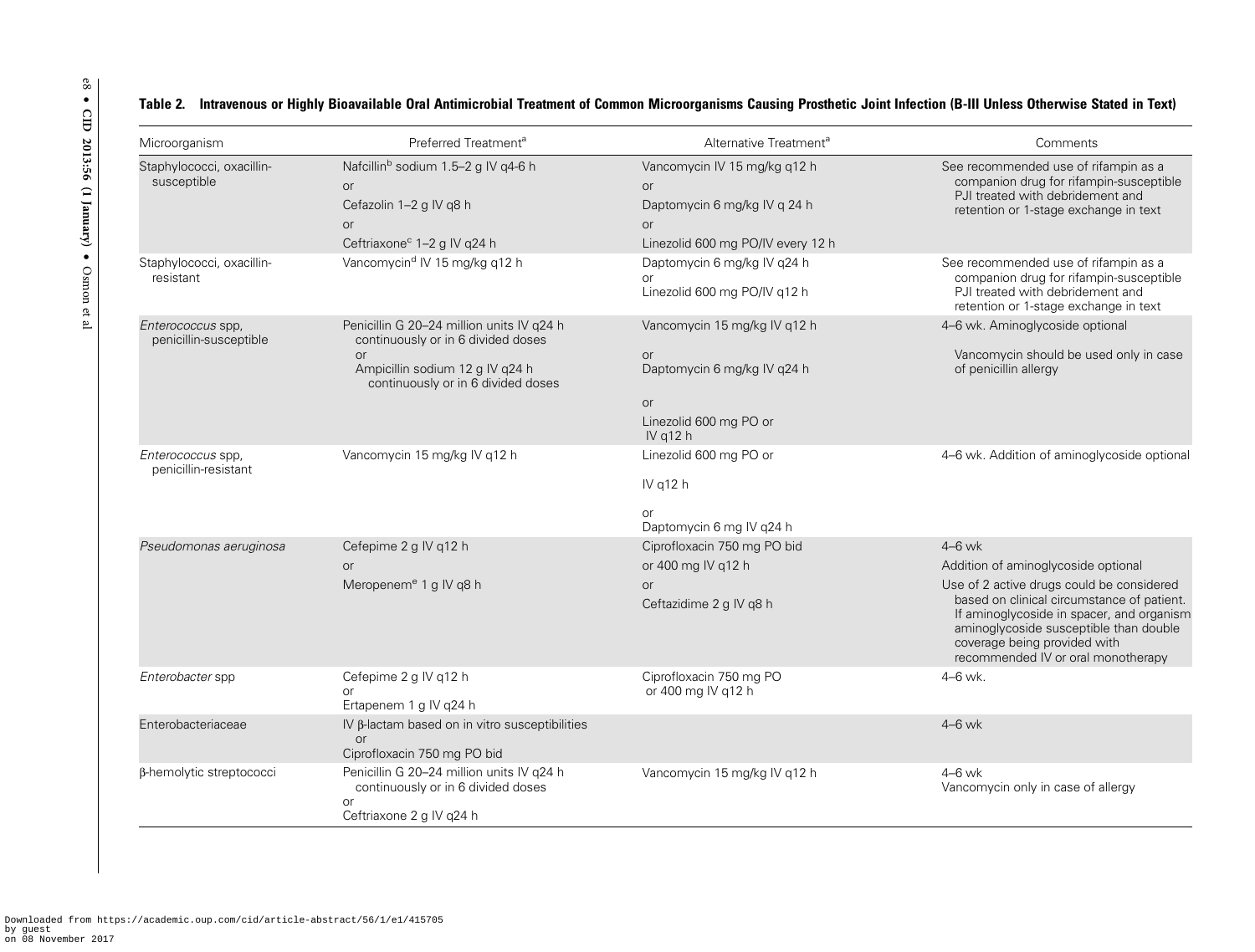**Table 2. Intravenous or Highly Bioavailable Oral Antimicrobial Treatment of Common Microorganisms Causing Prosthetic Joint Infection (B-III Unless Otherwise Stated in Text)**

| Microorganism | Preferred Treatment[a] | Alternative Treatment[a] | Comments |
|---|---|---|---|
| Staphylococci, oxacillin-susceptible | Nafcillin[b] sodium 1.5–2 g IV q4-6 h or Cefazolin 1–2 g IV q8 h or Ceftriaxone[c] 1–2 g IV q24 h | Vancomycin IV 15 mg/kg q12 h or Daptomycin 6 mg/kg IV q 24 h or Linezolid 600 mg PO/IV every 12 h | See recommended use of rifampin as a companion drug for rifampin-susceptible PJI treated with debridement and retention or 1-stage exchange in text |
| Staphylococci, oxacillin-resistant | Vancomycin[d] IV 15 mg/kg q12 h | Daptomycin 6 mg/kg IV q24 h or Linezolid 600 mg PO/IV q12 h | See recommended use of rifampin as a companion drug for rifampin-susceptible PJI treated with debridement and retention or 1-stage exchange in text |
| *Enterococcus* spp, penicillin-susceptible | Penicillin G 20–24 million units IV q24 h continuously or in 6 divided doses or Ampicillin sodium 12 g IV q24 h continuously or in 6 divided doses | Vancomycin 15 mg/kg IV q12 h or Daptomycin 6 mg/kg IV q24 h or Linezolid 600 mg PO or IV q12 h | 4–6 wk. Aminoglycoside optional<br>Vancomycin should be used only in case of penicillin allergy |
| *Enterococcus* spp, penicillin-resistant | Vancomycin 15 mg/kg IV q12 h | Linezolid 600 mg PO or IV q12 h or Daptomycin 6 mg IV q24 h | 4–6 wk. Addition of aminoglycoside optional |
| *Pseudomonas aeruginosa* | Cefepime 2 g IV q12 h or Meropenem[e] 1 g IV q8 h | Ciprofloxacin 750 mg PO bid or 400 mg IV q12 h or Ceftazidime 2 g IV q8 h | 4–6 wk<br>Addition of aminoglycoside optional<br>Use of 2 active drugs could be considered based on clinical circumstance of patient. If aminoglycoside in spacer, and organism aminoglycoside susceptible than double coverage being provided with recommended IV or oral monotherapy |
| *Enterobacter* spp | Cefepime 2 g IV q12 h or Ertapenem 1 g IV q24 h | Ciprofloxacin 750 mg PO or 400 mg IV q12 h | 4–6 wk. |
| Enterobacteriaceae | IV β-lactam based on in vitro susceptibilities or Ciprofloxacin 750 mg PO bid | | 4–6 wk |
| β-hemolytic streptococci | Penicillin G 20–24 million units IV q24 h continuously or in 6 divided doses or Ceftriaxone 2 g IV q24 h | Vancomycin 15 mg/kg IV q12 h | 4–6 wk<br>Vancomycin only in case of allergy |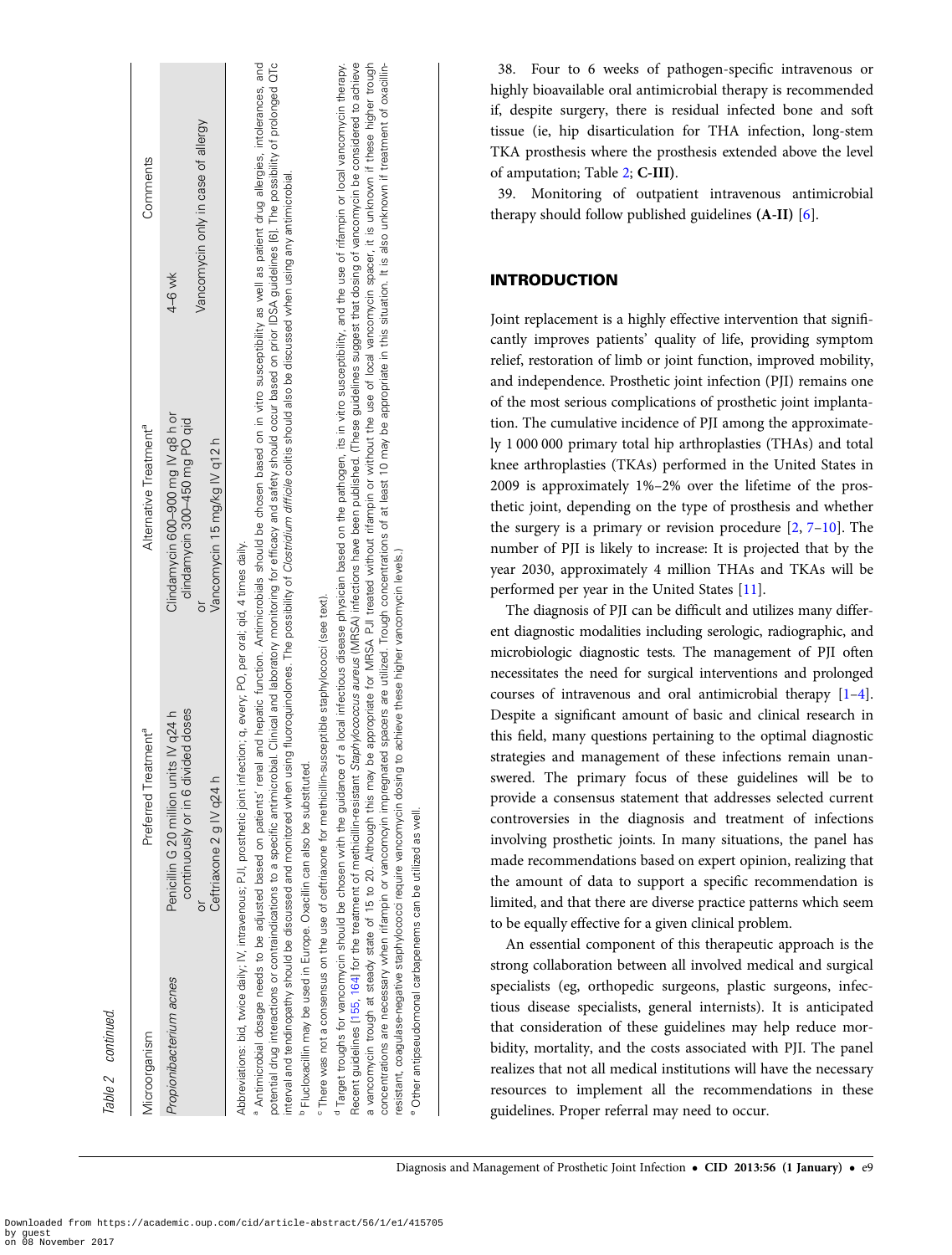Table 2 continued.

| Microorganism | Preferred Treatment[a] | Alternative Treatment[a] | Comments |
|---|---|---|---|
| *Propionibacterium acnes* | Penicillin G 20 million units IV q24 h continuously or in 6 divided doses or Ceftriaxone 2 g IV q24 h | Clindamycin 600–900 mg IV q8 h or clindamycin 300–450 mg PO qid or Vancomycin 15 mg/kg IV q12 h | 4–6 wk Vancomycin only in case of allergy |

Abbreviations: bid, twice daily; IV, intravenous; PJI, prosthetic joint infection; q, every; PO, per oral; qid, 4 times daily.

[a] Antimicrobial dosage needs to be adjusted based on patients' renal and hepatic function. Antimicrobials should be chosen based on in vitro susceptibility as well as patient drug allergies, intolerances, and potential drug interactions or contraindications to a specific antimicrobial. Clinical and laboratory monitoring for efficacy and safety should occur based on prior IDSA guidelines [6]. The possibility of prolonged QTc interval and tendinopathy should be discussed and monitored when using fluoroquinolones. The possibility of *Clostridium difficile* colitis should also be discussed when using any antimicrobial.

[b] Flucloxacillin may be used in Europe. Oxacillin can also be substituted.

[c] There was not a consensus on the use of ceftriaxone for methicillin-susceptible staphylococci (see text).

[d] Target troughs for vancomycin should be chosen with the guidance of a local infectious disease physician based on the pathogen, its in vitro susceptibility, and the use of rifampin or local vancomycin therapy. Recent guidelines [155, 164] for the treatment of methicillin-resistant *Staphylococcus aureus* (MRSA) infections have been published. (These guidelines suggest that dosing of vancomycin be considered to achieve a vancomycin trough at steady state of 15 to 20. Although this may be appropriate for MRSA PJI treated without rifampin or without the use of local vancomycin spacer, it is unknown if these higher trough concentrations are necessary when rifampin or vancomycin impregnated spacers are utilized. Trough concentrations of at least 10 may be appropriate in this situation. It is also unknown if treatment of oxacillin-resistant, coagulase-negative staphylococci require vancomycin dosing to achieve these higher vancomycin levels.)

[e] Other antipseudomonal carbapenems can be utilized as well.

38. Four to 6 weeks of pathogen-specific intravenous or highly bioavailable oral antimicrobial therapy is recommended if, despite surgery, there is residual infected bone and soft tissue (ie, hip disarticulation for THA infection, long-stem TKA prosthesis where the prosthesis extended above the level of amputation; Table 2; **C-III**).

39. Monitoring of outpatient intravenous antimicrobial therapy should follow published guidelines **(A-II)** [6].

## INTRODUCTION

Joint replacement is a highly effective intervention that significantly improves patients' quality of life, providing symptom relief, restoration of limb or joint function, improved mobility, and independence. Prosthetic joint infection (PJI) remains one of the most serious complications of prosthetic joint implantation. The cumulative incidence of PJI among the approximately 1 000 000 primary total hip arthroplasties (THAs) and total knee arthroplasties (TKAs) performed in the United States in 2009 is approximately 1%–2% over the lifetime of the prosthetic joint, depending on the type of prosthesis and whether the surgery is a primary or revision procedure [2, 7–10]. The number of PJI is likely to increase: It is projected that by the year 2030, approximately 4 million THAs and TKAs will be performed per year in the United States [11].

The diagnosis of PJI can be difficult and utilizes many different diagnostic modalities including serologic, radiographic, and microbiologic diagnostic tests. The management of PJI often necessitates the need for surgical interventions and prolonged courses of intravenous and oral antimicrobial therapy [1–4]. Despite a significant amount of basic and clinical research in this field, many questions pertaining to the optimal diagnostic strategies and management of these infections remain unanswered. The primary focus of these guidelines will be to provide a consensus statement that addresses selected current controversies in the diagnosis and treatment of infections involving prosthetic joints. In many situations, the panel has made recommendations based on expert opinion, realizing that the amount of data to support a specific recommendation is limited, and that there are diverse practice patterns which seem to be equally effective for a given clinical problem.

An essential component of this therapeutic approach is the strong collaboration between all involved medical and surgical specialists (eg, orthopedic surgeons, plastic surgeons, infectious disease specialists, general internists). It is anticipated that consideration of these guidelines may help reduce morbidity, mortality, and the costs associated with PJI. The panel realizes that not all medical institutions will have the necessary resources to implement all the recommendations in these guidelines. Proper referral may need to occur.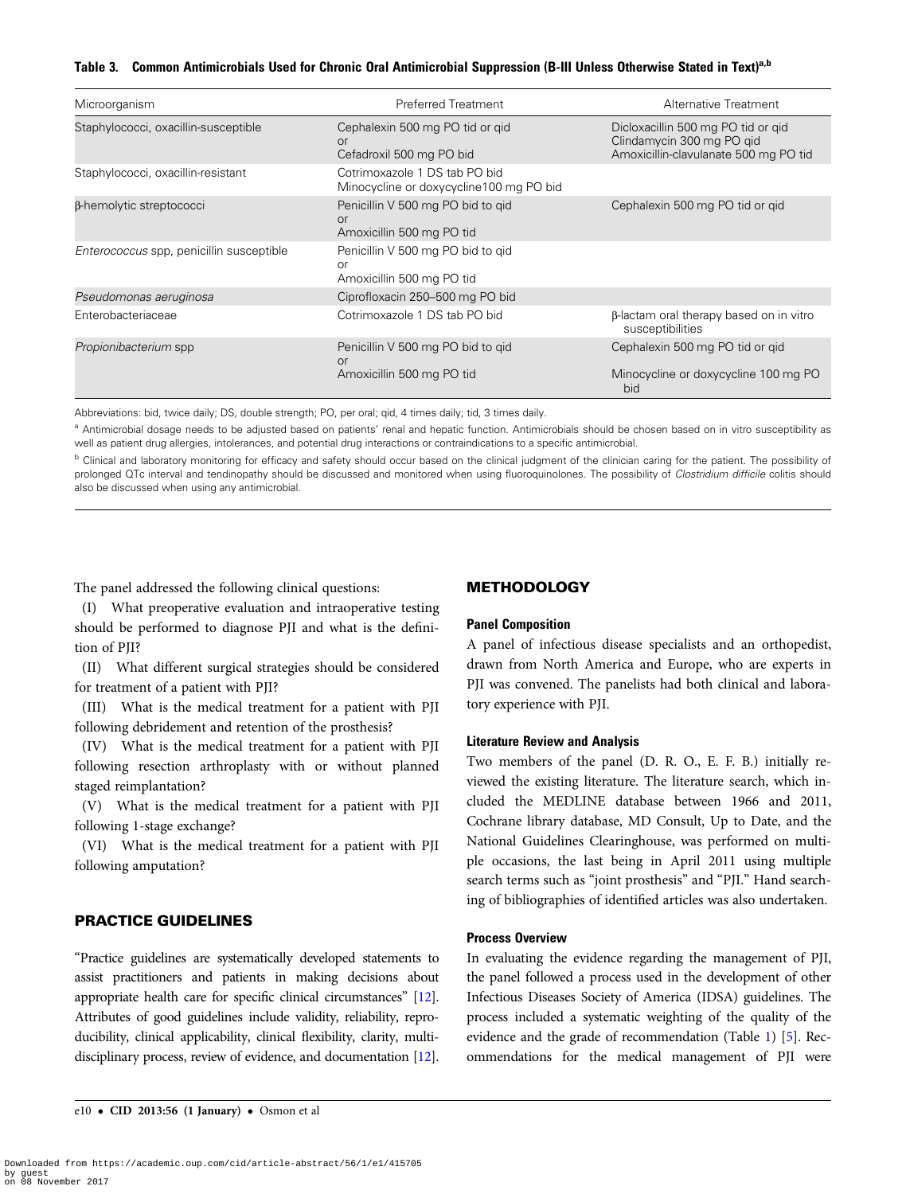**Table 3. Common Antimicrobials Used for Chronic Oral Antimicrobial Suppression (B-III Unless Otherwise Stated in Text)[a,b]**

| Microorganism | Preferred Treatment | Alternative Treatment |
|---|---|---|
| Staphylococci, oxacillin-susceptible | Cephalexin 500 mg PO tid or qid<br>or<br>Cefadroxil 500 mg PO bid | Dicloxacillin 500 mg PO tid or qid<br>Clindamycin 300 mg PO qid<br>Amoxicillin-clavulanate 500 mg PO tid |
| Staphylococci, oxacillin-resistant | Cotrimoxazole 1 DS tab PO bid<br>Minocycline or doxycycline100 mg PO bid | |
| β-hemolytic streptococci | Penicillin V 500 mg PO bid to qid<br>or<br>Amoxicillin 500 mg PO tid | Cephalexin 500 mg PO tid or qid |
| *Enterococcus* spp, penicillin susceptible | Penicillin V 500 mg PO bid to qid<br>or<br>Amoxicillin 500 mg PO tid | |
| *Pseudomonas aeruginosa* | Ciprofloxacin 250–500 mg PO bid | |
| Enterobacteriaceae | Cotrimoxazole 1 DS tab PO bid | β-lactam oral therapy based on in vitro susceptibilities |
| *Propionibacterium* spp | Penicillin V 500 mg PO bid to qid<br>or<br>Amoxicillin 500 mg PO tid | Cephalexin 500 mg PO tid or qid<br><br>Minocycline or doxycycline 100 mg PO bid |

Abbreviations: bid, twice daily; DS, double strength; PO, per oral; qid, 4 times daily; tid, 3 times daily.

[a] Antimicrobial dosage needs to be adjusted based on patients' renal and hepatic function. Antimicrobials should be chosen based on in vitro susceptibility as well as patient drug allergies, intolerances, and potential drug interactions or contraindications to a specific antimicrobial.

[b] Clinical and laboratory monitoring for efficacy and safety should occur based on the clinical judgment of the clinician caring for the patient. The possibility of prolonged QTc interval and tendinopathy should be discussed and monitored when using fluoroquinolones. The possibility of *Clostridium difficile* colitis should also be discussed when using any antimicrobial.

The panel addressed the following clinical questions:

(I) What preoperative evaluation and intraoperative testing should be performed to diagnose PJI and what is the definition of PJI?

(II) What different surgical strategies should be considered for treatment of a patient with PJI?

(III) What is the medical treatment for a patient with PJI following debridement and retention of the prosthesis?

(IV) What is the medical treatment for a patient with PJI following resection arthroplasty with or without planned staged reimplantation?

(V) What is the medical treatment for a patient with PJI following 1-stage exchange?

(VI) What is the medical treatment for a patient with PJI following amputation?

## PRACTICE GUIDELINES

"Practice guidelines are systematically developed statements to assist practitioners and patients in making decisions about appropriate health care for specific clinical circumstances" [12]. Attributes of good guidelines include validity, reliability, reproducibility, clinical applicability, clinical flexibility, clarity, multidisciplinary process, review of evidence, and documentation [12].

## METHODOLOGY

### Panel Composition

A panel of infectious disease specialists and an orthopedist, drawn from North America and Europe, who are experts in PJI was convened. The panelists had both clinical and laboratory experience with PJI.

### Literature Review and Analysis

Two members of the panel (D. R. O., E. F. B.) initially reviewed the existing literature. The literature search, which included the MEDLINE database between 1966 and 2011, Cochrane library database, MD Consult, Up to Date, and the National Guidelines Clearinghouse, was performed on multiple occasions, the last being in April 2011 using multiple search terms such as "joint prosthesis" and "PJI." Hand searching of bibliographies of identified articles was also undertaken.

### Process Overview

In evaluating the evidence regarding the management of PJI, the panel followed a process used in the development of other Infectious Diseases Society of America (IDSA) guidelines. The process included a systematic weighting of the quality of the evidence and the grade of recommendation (Table 1) [5]. Recommendations for the medical management of PJI were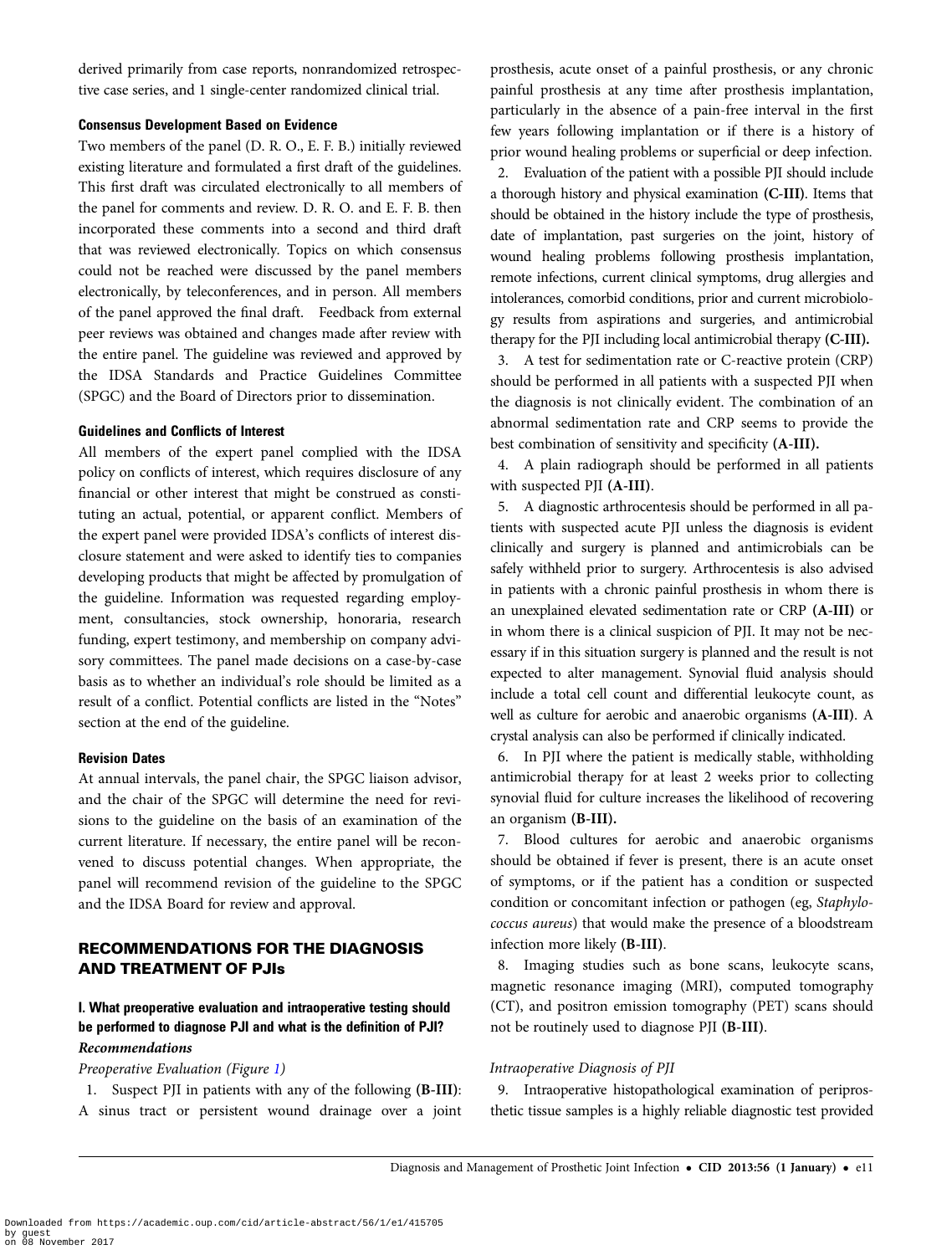derived primarily from case reports, nonrandomized retrospective case series, and 1 single-center randomized clinical trial.

#### Consensus Development Based on Evidence

Two members of the panel (D. R. O., E. F. B.) initially reviewed existing literature and formulated a first draft of the guidelines. This first draft was circulated electronically to all members of the panel for comments and review. D. R. O. and E. F. B. then incorporated these comments into a second and third draft that was reviewed electronically. Topics on which consensus could not be reached were discussed by the panel members electronically, by teleconferences, and in person. All members of the panel approved the final draft. Feedback from external peer reviews was obtained and changes made after review with the entire panel. The guideline was reviewed and approved by the IDSA Standards and Practice Guidelines Committee (SPGC) and the Board of Directors prior to dissemination.

#### Guidelines and Conflicts of Interest

All members of the expert panel complied with the IDSA policy on conflicts of interest, which requires disclosure of any financial or other interest that might be construed as constituting an actual, potential, or apparent conflict. Members of the expert panel were provided IDSA's conflicts of interest disclosure statement and were asked to identify ties to companies developing products that might be affected by promulgation of the guideline. Information was requested regarding employment, consultancies, stock ownership, honoraria, research funding, expert testimony, and membership on company advisory committees. The panel made decisions on a case-by-case basis as to whether an individual's role should be limited as a result of a conflict. Potential conflicts are listed in the "Notes" section at the end of the guideline.

#### Revision Dates

At annual intervals, the panel chair, the SPGC liaison advisor, and the chair of the SPGC will determine the need for revisions to the guideline on the basis of an examination of the current literature. If necessary, the entire panel will be reconvened to discuss potential changes. When appropriate, the panel will recommend revision of the guideline to the SPGC and the IDSA Board for review and approval.

## RECOMMENDATIONS FOR THE DIAGNOSIS AND TREATMENT OF PJIs

### I. What preoperative evaluation and intraoperative testing should be performed to diagnose PJI and what is the definition of PJI?

***Recommendations***

*Preoperative Evaluation (Figure 1)*

1. Suspect PJI in patients with any of the following **(B-III)**: A sinus tract or persistent wound drainage over a joint prosthesis, acute onset of a painful prosthesis, or any chronic painful prosthesis at any time after prosthesis implantation, particularly in the absence of a pain-free interval in the first few years following implantation or if there is a history of prior wound healing problems or superficial or deep infection.

2. Evaluation of the patient with a possible PJI should include a thorough history and physical examination **(C-III)**. Items that should be obtained in the history include the type of prosthesis, date of implantation, past surgeries on the joint, history of wound healing problems following prosthesis implantation, remote infections, current clinical symptoms, drug allergies and intolerances, comorbid conditions, prior and current microbiology results from aspirations and surgeries, and antimicrobial therapy for the PJI including local antimicrobial therapy **(C-III).**

3. A test for sedimentation rate or C-reactive protein (CRP) should be performed in all patients with a suspected PJI when the diagnosis is not clinically evident. The combination of an abnormal sedimentation rate and CRP seems to provide the best combination of sensitivity and specificity **(A-III).**

4. A plain radiograph should be performed in all patients with suspected PJI **(A-III)**.

5. A diagnostic arthrocentesis should be performed in all patients with suspected acute PJI unless the diagnosis is evident clinically and surgery is planned and antimicrobials can be safely withheld prior to surgery. Arthrocentesis is also advised in patients with a chronic painful prosthesis in whom there is an unexplained elevated sedimentation rate or CRP **(A-III)** or in whom there is a clinical suspicion of PJI. It may not be necessary if in this situation surgery is planned and the result is not expected to alter management. Synovial fluid analysis should include a total cell count and differential leukocyte count, as well as culture for aerobic and anaerobic organisms **(A-III)**. A crystal analysis can also be performed if clinically indicated.

6. In PJI where the patient is medically stable, withholding antimicrobial therapy for at least 2 weeks prior to collecting synovial fluid for culture increases the likelihood of recovering an organism **(B-III).**

7. Blood cultures for aerobic and anaerobic organisms should be obtained if fever is present, there is an acute onset of symptoms, or if the patient has a condition or suspected condition or concomitant infection or pathogen (eg, *Staphylococcus aureus*) that would make the presence of a bloodstream infection more likely **(B-III)**.

8. Imaging studies such as bone scans, leukocyte scans, magnetic resonance imaging (MRI), computed tomography (CT), and positron emission tomography (PET) scans should not be routinely used to diagnose PJI **(B-III)**.

*Intraoperative Diagnosis of PJI*

9. Intraoperative histopathological examination of periprosthetic tissue samples is a highly reliable diagnostic test provided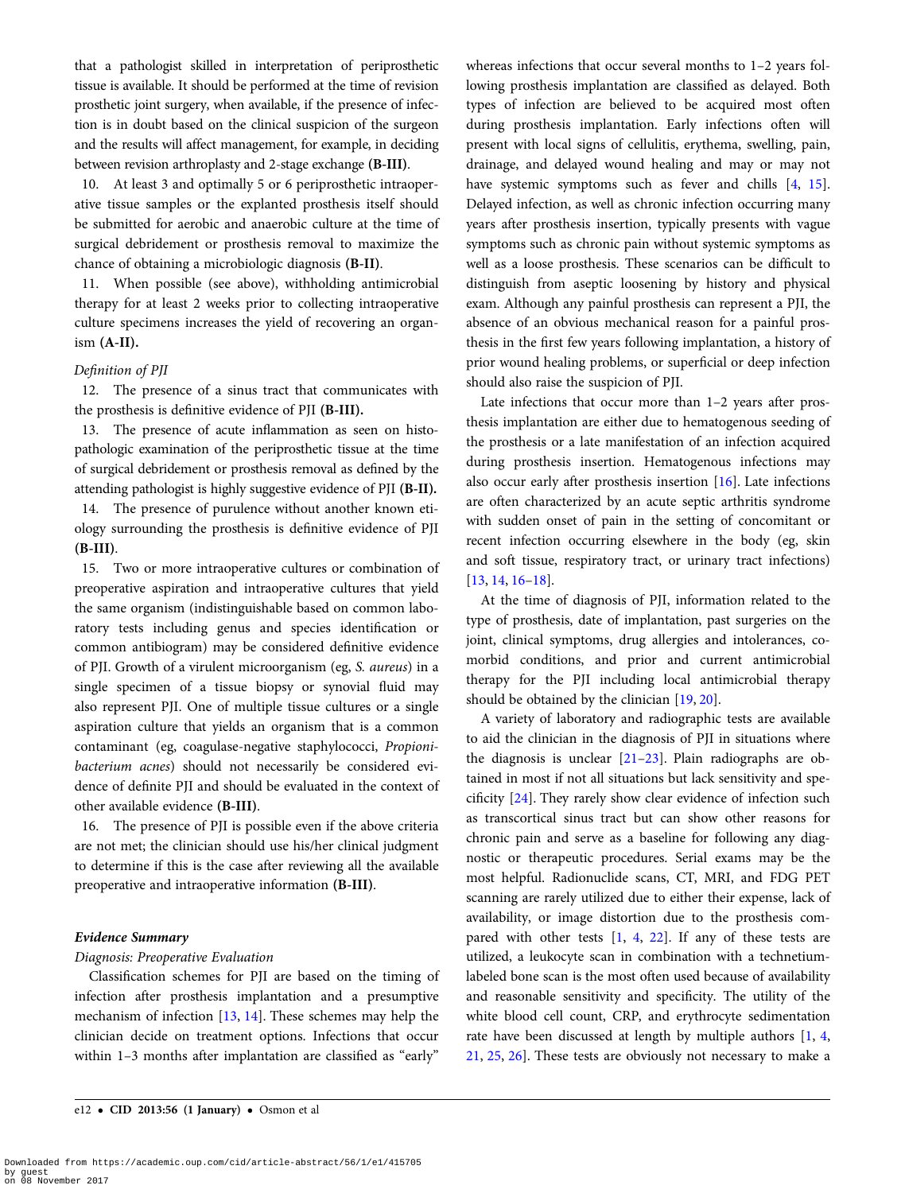that a pathologist skilled in interpretation of periprosthetic tissue is available. It should be performed at the time of revision prosthetic joint surgery, when available, if the presence of infection is in doubt based on the clinical suspicion of the surgeon and the results will affect management, for example, in deciding between revision arthroplasty and 2-stage exchange **(B-III)**.

10. At least 3 and optimally 5 or 6 periprosthetic intraoperative tissue samples or the explanted prosthesis itself should be submitted for aerobic and anaerobic culture at the time of surgical debridement or prosthesis removal to maximize the chance of obtaining a microbiologic diagnosis **(B-II)**.

11. When possible (see above), withholding antimicrobial therapy for at least 2 weeks prior to collecting intraoperative culture specimens increases the yield of recovering an organism **(A-II).**

*Definition of PJI*

12. The presence of a sinus tract that communicates with the prosthesis is definitive evidence of PJI **(B-III).**

13. The presence of acute inflammation as seen on histopathologic examination of the periprosthetic tissue at the time of surgical debridement or prosthesis removal as defined by the attending pathologist is highly suggestive evidence of PJI **(B-II).**

14. The presence of purulence without another known etiology surrounding the prosthesis is definitive evidence of PJI **(B-III)**.

15. Two or more intraoperative cultures or combination of preoperative aspiration and intraoperative cultures that yield the same organism (indistinguishable based on common laboratory tests including genus and species identification or common antibiogram) may be considered definitive evidence of PJI. Growth of a virulent microorganism (eg, *S. aureus*) in a single specimen of a tissue biopsy or synovial fluid may also represent PJI. One of multiple tissue cultures or a single aspiration culture that yields an organism that is a common contaminant (eg, coagulase-negative staphylococci, *Propionibacterium acnes*) should not necessarily be considered evidence of definite PJI and should be evaluated in the context of other available evidence **(B-III)**.

16. The presence of PJI is possible even if the above criteria are not met; the clinician should use his/her clinical judgment to determine if this is the case after reviewing all the available preoperative and intraoperative information **(B-III)**.

### Evidence Summary

*Diagnosis: Preoperative Evaluation*

Classification schemes for PJI are based on the timing of infection after prosthesis implantation and a presumptive mechanism of infection [13, 14]. These schemes may help the clinician decide on treatment options. Infections that occur within 1–3 months after implantation are classified as "early" whereas infections that occur several months to 1–2 years following prosthesis implantation are classified as delayed. Both types of infection are believed to be acquired most often during prosthesis implantation. Early infections often will present with local signs of cellulitis, erythema, swelling, pain, drainage, and delayed wound healing and may or may not have systemic symptoms such as fever and chills [4, 15]. Delayed infection, as well as chronic infection occurring many years after prosthesis insertion, typically presents with vague symptoms such as chronic pain without systemic symptoms as well as a loose prosthesis. These scenarios can be difficult to distinguish from aseptic loosening by history and physical exam. Although any painful prosthesis can represent a PJI, the absence of an obvious mechanical reason for a painful prosthesis in the first few years following implantation, a history of prior wound healing problems, or superficial or deep infection should also raise the suspicion of PJI.

Late infections that occur more than 1–2 years after prosthesis implantation are either due to hematogenous seeding of the prosthesis or a late manifestation of an infection acquired during prosthesis insertion. Hematogenous infections may also occur early after prosthesis insertion [16]. Late infections are often characterized by an acute septic arthritis syndrome with sudden onset of pain in the setting of concomitant or recent infection occurring elsewhere in the body (eg, skin and soft tissue, respiratory tract, or urinary tract infections) [13, 14, 16–18].

At the time of diagnosis of PJI, information related to the type of prosthesis, date of implantation, past surgeries on the joint, clinical symptoms, drug allergies and intolerances, comorbid conditions, and prior and current antimicrobial therapy for the PJI including local antimicrobial therapy should be obtained by the clinician [19, 20].

A variety of laboratory and radiographic tests are available to aid the clinician in the diagnosis of PJI in situations where the diagnosis is unclear [21–23]. Plain radiographs are obtained in most if not all situations but lack sensitivity and specificity [24]. They rarely show clear evidence of infection such as transcortical sinus tract but can show other reasons for chronic pain and serve as a baseline for following any diagnostic or therapeutic procedures. Serial exams may be the most helpful. Radionuclide scans, CT, MRI, and FDG PET scanning are rarely utilized due to either their expense, lack of availability, or image distortion due to the prosthesis compared with other tests [1, 4, 22]. If any of these tests are utilized, a leukocyte scan in combination with a technetium-labeled bone scan is the most often used because of availability and reasonable sensitivity and specificity. The utility of the white blood cell count, CRP, and erythrocyte sedimentation rate have been discussed at length by multiple authors [1, 4, 21, 25, 26]. These tests are obviously not necessary to make a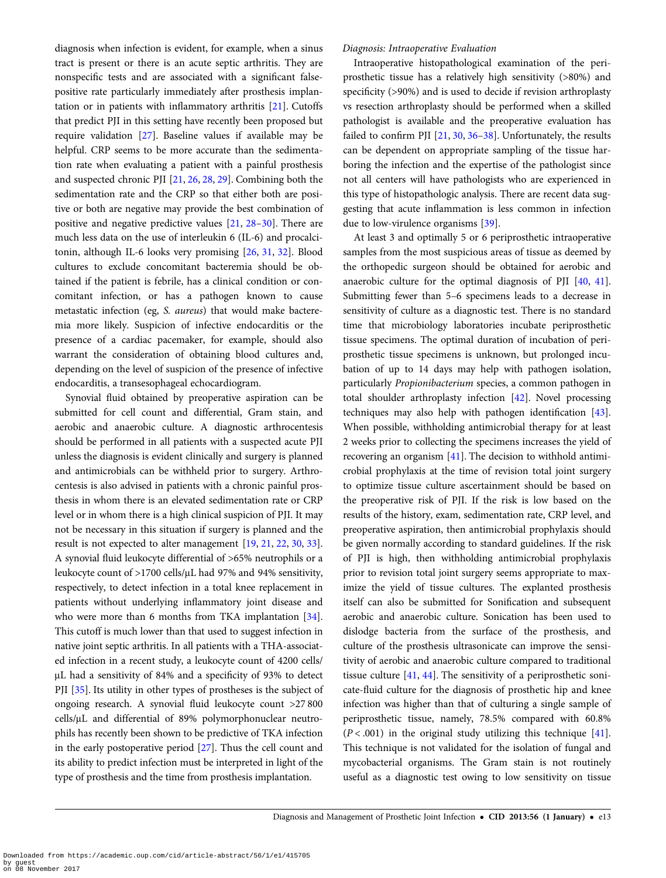diagnosis when infection is evident, for example, when a sinus tract is present or there is an acute septic arthritis. They are nonspecific tests and are associated with a significant false-positive rate particularly immediately after prosthesis implantation or in patients with inflammatory arthritis [21]. Cutoffs that predict PJI in this setting have recently been proposed but require validation [27]. Baseline values if available may be helpful. CRP seems to be more accurate than the sedimentation rate when evaluating a patient with a painful prosthesis and suspected chronic PJI [21, 26, 28, 29]. Combining both the sedimentation rate and the CRP so that either both are positive or both are negative may provide the best combination of positive and negative predictive values [21, 28–30]. There are much less data on the use of interleukin 6 (IL-6) and procalcitonin, although IL-6 looks very promising [26, 31, 32]. Blood cultures to exclude concomitant bacteremia should be obtained if the patient is febrile, has a clinical condition or concomitant infection, or has a pathogen known to cause metastatic infection (eg, *S. aureus*) that would make bacteremia more likely. Suspicion of infective endocarditis or the presence of a cardiac pacemaker, for example, should also warrant the consideration of obtaining blood cultures and, depending on the level of suspicion of the presence of infective endocarditis, a transesophageal echocardiogram.

Synovial fluid obtained by preoperative aspiration can be submitted for cell count and differential, Gram stain, and aerobic and anaerobic culture. A diagnostic arthrocentesis should be performed in all patients with a suspected acute PJI unless the diagnosis is evident clinically and surgery is planned and antimicrobials can be withheld prior to surgery. Arthrocentesis is also advised in patients with a chronic painful prosthesis in whom there is an elevated sedimentation rate or CRP level or in whom there is a high clinical suspicion of PJI. It may not be necessary in this situation if surgery is planned and the result is not expected to alter management [19, 21, 22, 30, 33]. A synovial fluid leukocyte differential of >65% neutrophils or a leukocyte count of >1700 cells/µL had 97% and 94% sensitivity, respectively, to detect infection in a total knee replacement in patients without underlying inflammatory joint disease and who were more than 6 months from TKA implantation [34]. This cutoff is much lower than that used to suggest infection in native joint septic arthritis. In all patients with a THA-associated infection in a recent study, a leukocyte count of 4200 cells/µL had a sensitivity of 84% and a specificity of 93% to detect PJI [35]. Its utility in other types of prostheses is the subject of ongoing research. A synovial fluid leukocyte count >27 800 cells/µL and differential of 89% polymorphonuclear neutrophils has recently been shown to be predictive of TKA infection in the early postoperative period [27]. Thus the cell count and its ability to predict infection must be interpreted in light of the type of prosthesis and the time from prosthesis implantation.

### *Diagnosis: Intraoperative Evaluation*

Intraoperative histopathological examination of the periprosthetic tissue has a relatively high sensitivity (>80%) and specificity (>90%) and is used to decide if revision arthroplasty vs resection arthroplasty should be performed when a skilled pathologist is available and the preoperative evaluation has failed to confirm PJI [21, 30, 36–38]. Unfortunately, the results can be dependent on appropriate sampling of the tissue harboring the infection and the expertise of the pathologist since not all centers will have pathologists who are experienced in this type of histopathologic analysis. There are recent data suggesting that acute inflammation is less common in infection due to low-virulence organisms [39].

At least 3 and optimally 5 or 6 periprosthetic intraoperative samples from the most suspicious areas of tissue as deemed by the orthopedic surgeon should be obtained for aerobic and anaerobic culture for the optimal diagnosis of PJI [40, 41]. Submitting fewer than 5–6 specimens leads to a decrease in sensitivity of culture as a diagnostic test. There is no standard time that microbiology laboratories incubate periprosthetic tissue specimens. The optimal duration of incubation of periprosthetic tissue specimens is unknown, but prolonged incubation of up to 14 days may help with pathogen isolation, particularly *Propionibacterium* species, a common pathogen in total shoulder arthroplasty infection [42]. Novel processing techniques may also help with pathogen identification [43]. When possible, withholding antimicrobial therapy for at least 2 weeks prior to collecting the specimens increases the yield of recovering an organism [41]. The decision to withhold antimicrobial prophylaxis at the time of revision total joint surgery to optimize tissue culture ascertainment should be based on the preoperative risk of PJI. If the risk is low based on the results of the history, exam, sedimentation rate, CRP level, and preoperative aspiration, then antimicrobial prophylaxis should be given normally according to standard guidelines. If the risk of PJI is high, then withholding antimicrobial prophylaxis prior to revision total joint surgery seems appropriate to maximize the yield of tissue cultures. The explanted prosthesis itself can also be submitted for Sonification and subsequent aerobic and anaerobic culture. Sonication has been used to dislodge bacteria from the surface of the prosthesis, and culture of the prosthesis ultrasonicate can improve the sensitivity of aerobic and anaerobic culture compared to traditional tissue culture [41, 44]. The sensitivity of a periprosthetic sonicate-fluid culture for the diagnosis of prosthetic hip and knee infection was higher than that of culturing a single sample of periprosthetic tissue, namely, 78.5% compared with 60.8% ($P < .001$) in the original study utilizing this technique [41]. This technique is not validated for the isolation of fungal and mycobacterial organisms. The Gram stain is not routinely useful as a diagnostic test owing to low sensitivity on tissue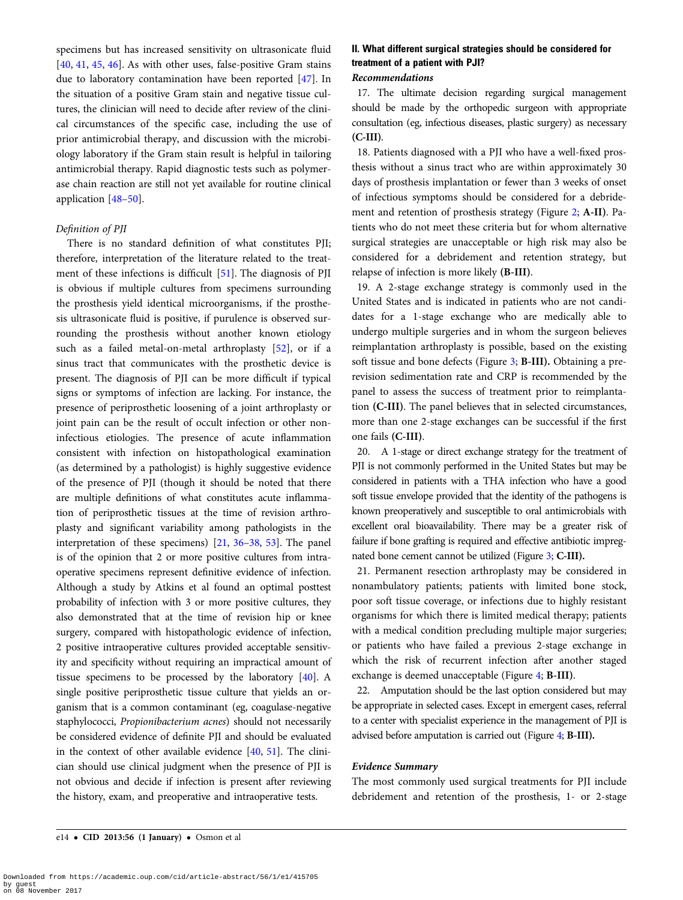specimens but has increased sensitivity on ultrasonicate fluid [40, 41, 45, 46]. As with other uses, false-positive Gram stains due to laboratory contamination have been reported [47]. In the situation of a positive Gram stain and negative tissue cultures, the clinician will need to decide after review of the clinical circumstances of the specific case, including the use of prior antimicrobial therapy, and discussion with the microbiology laboratory if the Gram stain result is helpful in tailoring antimicrobial therapy. Rapid diagnostic tests such as polymerase chain reaction are still not yet available for routine clinical application [48–50].

*Definition of PJI*

There is no standard definition of what constitutes PJI; therefore, interpretation of the literature related to the treatment of these infections is difficult [51]. The diagnosis of PJI is obvious if multiple cultures from specimens surrounding the prosthesis yield identical microorganisms, if the prosthesis ultrasonicate fluid is positive, if purulence is observed surrounding the prosthesis without another known etiology such as a failed metal-on-metal arthroplasty [52], or if a sinus tract that communicates with the prosthetic device is present. The diagnosis of PJI can be more difficult if typical signs or symptoms of infection are lacking. For instance, the presence of periprosthetic loosening of a joint arthroplasty or joint pain can be the result of occult infection or other noninfectious etiologies. The presence of acute inflammation consistent with infection on histopathological examination (as determined by a pathologist) is highly suggestive evidence of the presence of PJI (though it should be noted that there are multiple definitions of what constitutes acute inflammation of periprosthetic tissues at the time of revision arthroplasty and significant variability among pathologists in the interpretation of these specimens) [21, 36–38, 53]. The panel is of the opinion that 2 or more positive cultures from intraoperative specimens represent definitive evidence of infection. Although a study by Atkins et al found an optimal posttest probability of infection with 3 or more positive cultures, they also demonstrated that at the time of revision hip or knee surgery, compared with histopathologic evidence of infection, 2 positive intraoperative cultures provided acceptable sensitivity and specificity without requiring an impractical amount of tissue specimens to be processed by the laboratory [40]. A single positive periprosthetic tissue culture that yields an organism that is a common contaminant (eg, coagulase-negative staphylococci, *Propionibacterium acnes*) should not necessarily be considered evidence of definite PJI and should be evaluated in the context of other available evidence [40, 51]. The clinician should use clinical judgment when the presence of PJI is not obvious and decide if infection is present after reviewing the history, exam, and preoperative and intraoperative tests.

### II. What different surgical strategies should be considered for treatment of a patient with PJI?

*Recommendations*

17. The ultimate decision regarding surgical management should be made by the orthopedic surgeon with appropriate consultation (eg, infectious diseases, plastic surgery) as necessary **(C-III)**.

18. Patients diagnosed with a PJI who have a well-fixed prosthesis without a sinus tract who are within approximately 30 days of prosthesis implantation or fewer than 3 weeks of onset of infectious symptoms should be considered for a debridement and retention of prosthesis strategy (Figure 2; **A-II**). Patients who do not meet these criteria but for whom alternative surgical strategies are unacceptable or high risk may also be considered for a debridement and retention strategy, but relapse of infection is more likely **(B-III)**.

19. A 2-stage exchange strategy is commonly used in the United States and is indicated in patients who are not candidates for a 1-stage exchange who are medically able to undergo multiple surgeries and in whom the surgeon believes reimplantation arthroplasty is possible, based on the existing soft tissue and bone defects (Figure 3; **B-III**). Obtaining a pre-revision sedimentation rate and CRP is recommended by the panel to assess the success of treatment prior to reimplantation **(C-III)**. The panel believes that in selected circumstances, more than one 2-stage exchanges can be successful if the first one fails **(C-III)**.

20. A 1-stage or direct exchange strategy for the treatment of PJI is not commonly performed in the United States but may be considered in patients with a THA infection who have a good soft tissue envelope provided that the identity of the pathogens is known preoperatively and susceptible to oral antimicrobials with excellent oral bioavailability. There may be a greater risk of failure if bone grafting is required and effective antibiotic impregnated bone cement cannot be utilized (Figure 3; **C-III)**.

21. Permanent resection arthroplasty may be considered in nonambulatory patients; patients with limited bone stock, poor soft tissue coverage, or infections due to highly resistant organisms for which there is limited medical therapy; patients with a medical condition precluding multiple major surgeries; or patients who have failed a previous 2-stage exchange in which the risk of recurrent infection after another staged exchange is deemed unacceptable (Figure 4; **B-III)**.

22. Amputation should be the last option considered but may be appropriate in selected cases. Except in emergent cases, referral to a center with specialist experience in the management of PJI is advised before amputation is carried out (Figure 4; **B-III)**.

*Evidence Summary*

The most commonly used surgical treatments for PJI include debridement and retention of the prosthesis, 1- or 2-stage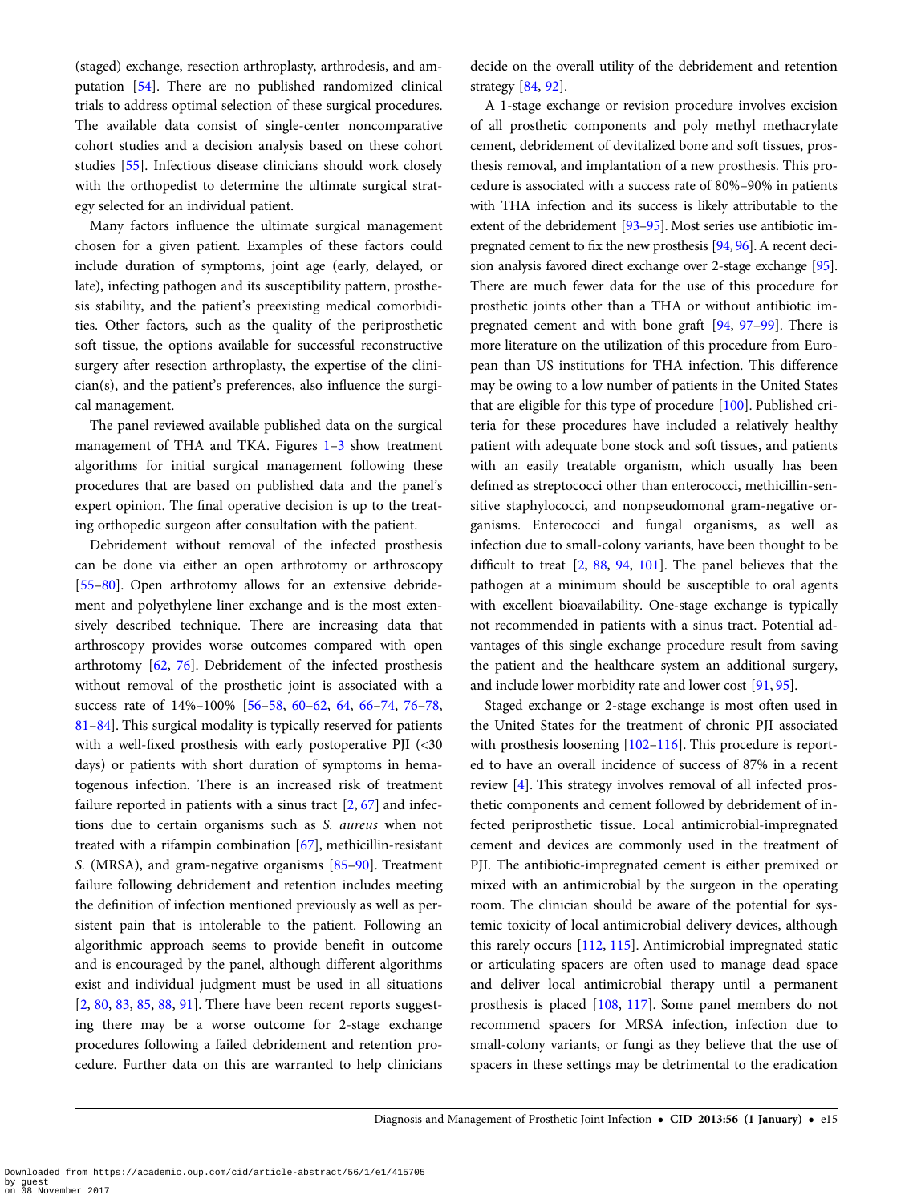(staged) exchange, resection arthroplasty, arthrodesis, and amputation [54]. There are no published randomized clinical trials to address optimal selection of these surgical procedures. The available data consist of single-center noncomparative cohort studies and a decision analysis based on these cohort studies [55]. Infectious disease clinicians should work closely with the orthopedist to determine the ultimate surgical strategy selected for an individual patient.

Many factors influence the ultimate surgical management chosen for a given patient. Examples of these factors could include duration of symptoms, joint age (early, delayed, or late), infecting pathogen and its susceptibility pattern, prosthesis stability, and the patient's preexisting medical comorbidities. Other factors, such as the quality of the periprosthetic soft tissue, the options available for successful reconstructive surgery after resection arthroplasty, the expertise of the clinician(s), and the patient's preferences, also influence the surgical management.

The panel reviewed available published data on the surgical management of THA and TKA. Figures 1–3 show treatment algorithms for initial surgical management following these procedures that are based on published data and the panel's expert opinion. The final operative decision is up to the treating orthopedic surgeon after consultation with the patient.

Debridement without removal of the infected prosthesis can be done via either an open arthrotomy or arthroscopy [55–80]. Open arthrotomy allows for an extensive debridement and polyethylene liner exchange and is the most extensively described technique. There are increasing data that arthroscopy provides worse outcomes compared with open arthrotomy [62, 76]. Debridement of the infected prosthesis without removal of the prosthetic joint is associated with a success rate of 14%–100% [56–58, 60–62, 64, 66–74, 76–78, 81–84]. This surgical modality is typically reserved for patients with a well-fixed prosthesis with early postoperative PJI (<30 days) or patients with short duration of symptoms in hematogenous infection. There is an increased risk of treatment failure reported in patients with a sinus tract [2, 67] and infections due to certain organisms such as *S. aureus* when not treated with a rifampin combination [67], methicillin-resistant *S.* (MRSA), and gram-negative organisms [85–90]. Treatment failure following debridement and retention includes meeting the definition of infection mentioned previously as well as persistent pain that is intolerable to the patient. Following an algorithmic approach seems to provide benefit in outcome and is encouraged by the panel, although different algorithms exist and individual judgment must be used in all situations [2, 80, 83, 85, 88, 91]. There have been recent reports suggesting there may be a worse outcome for 2-stage exchange procedures following a failed debridement and retention procedure. Further data on this are warranted to help clinicians decide on the overall utility of the debridement and retention strategy [84, 92].

A 1-stage exchange or revision procedure involves excision of all prosthetic components and poly methyl methacrylate cement, debridement of devitalized bone and soft tissues, prosthesis removal, and implantation of a new prosthesis. This procedure is associated with a success rate of 80%–90% in patients with THA infection and its success is likely attributable to the extent of the debridement [93–95]. Most series use antibiotic impregnated cement to fix the new prosthesis [94, 96]. A recent decision analysis favored direct exchange over 2-stage exchange [95]. There are much fewer data for the use of this procedure for prosthetic joints other than a THA or without antibiotic impregnated cement and with bone graft [94, 97–99]. There is more literature on the utilization of this procedure from European than US institutions for THA infection. This difference may be owing to a low number of patients in the United States that are eligible for this type of procedure [100]. Published criteria for these procedures have included a relatively healthy patient with adequate bone stock and soft tissues, and patients with an easily treatable organism, which usually has been defined as streptococci other than enterococci, methicillin-sensitive staphylococci, and nonpseudomonal gram-negative organisms. Enterococci and fungal organisms, as well as infection due to small-colony variants, have been thought to be difficult to treat [2, 88, 94, 101]. The panel believes that the pathogen at a minimum should be susceptible to oral agents with excellent bioavailability. One-stage exchange is typically not recommended in patients with a sinus tract. Potential advantages of this single exchange procedure result from saving the patient and the healthcare system an additional surgery, and include lower morbidity rate and lower cost [91, 95].

Staged exchange or 2-stage exchange is most often used in the United States for the treatment of chronic PJI associated with prosthesis loosening [102–116]. This procedure is reported to have an overall incidence of success of 87% in a recent review [4]. This strategy involves removal of all infected prosthetic components and cement followed by debridement of infected periprosthetic tissue. Local antimicrobial-impregnated cement and devices are commonly used in the treatment of PJI. The antibiotic-impregnated cement is either premixed or mixed with an antimicrobial by the surgeon in the operating room. The clinician should be aware of the potential for systemic toxicity of local antimicrobial delivery devices, although this rarely occurs [112, 115]. Antimicrobial impregnated static or articulating spacers are often used to manage dead space and deliver local antimicrobial therapy until a permanent prosthesis is placed [108, 117]. Some panel members do not recommend spacers for MRSA infection, infection due to small-colony variants, or fungi as they believe that the use of spacers in these settings may be detrimental to the eradication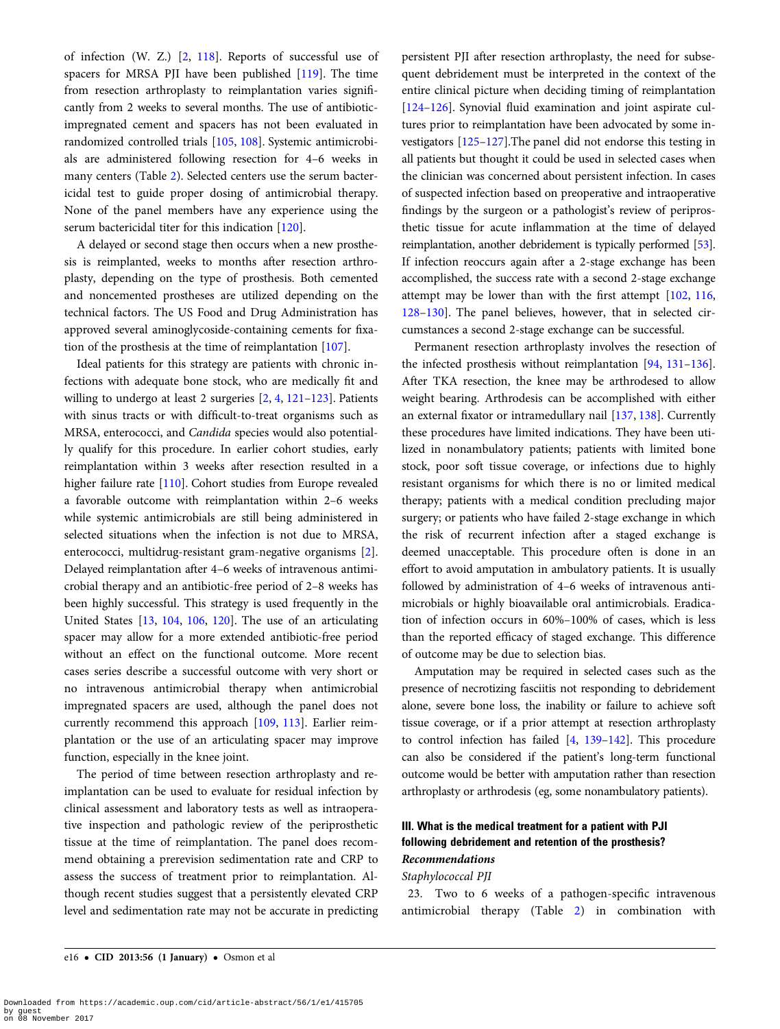of infection (W. Z.) [2, 118]. Reports of successful use of spacers for MRSA PJI have been published [119]. The time from resection arthroplasty to reimplantation varies significantly from 2 weeks to several months. The use of antibiotic-impregnated cement and spacers has not been evaluated in randomized controlled trials [105, 108]. Systemic antimicrobials are administered following resection for 4–6 weeks in many centers (Table 2). Selected centers use the serum bactericidal test to guide proper dosing of antimicrobial therapy. None of the panel members have any experience using the serum bactericidal titer for this indication [120].

A delayed or second stage then occurs when a new prosthesis is reimplanted, weeks to months after resection arthroplasty, depending on the type of prosthesis. Both cemented and noncemented prostheses are utilized depending on the technical factors. The US Food and Drug Administration has approved several aminoglycoside-containing cements for fixation of the prosthesis at the time of reimplantation [107].

Ideal patients for this strategy are patients with chronic infections with adequate bone stock, who are medically fit and willing to undergo at least 2 surgeries [2, 4, 121–123]. Patients with sinus tracts or with difficult-to-treat organisms such as MRSA, enterococci, and *Candida* species would also potentially qualify for this procedure. In earlier cohort studies, early reimplantation within 3 weeks after resection resulted in a higher failure rate [110]. Cohort studies from Europe revealed a favorable outcome with reimplantation within 2–6 weeks while systemic antimicrobials are still being administered in selected situations when the infection is not due to MRSA, enterococci, multidrug-resistant gram-negative organisms [2]. Delayed reimplantation after 4–6 weeks of intravenous antimicrobial therapy and an antibiotic-free period of 2–8 weeks has been highly successful. This strategy is used frequently in the United States [13, 104, 106, 120]. The use of an articulating spacer may allow for a more extended antibiotic-free period without an effect on the functional outcome. More recent cases series describe a successful outcome with very short or no intravenous antimicrobial therapy when antimicrobial impregnated spacers are used, although the panel does not currently recommend this approach [109, 113]. Earlier reimplantation or the use of an articulating spacer may improve function, especially in the knee joint.

The period of time between resection arthroplasty and reimplantation can be used to evaluate for residual infection by clinical assessment and laboratory tests as well as intraoperative inspection and pathologic review of the periprosthetic tissue at the time of reimplantation. The panel does recommend obtaining a prerevision sedimentation rate and CRP to assess the success of treatment prior to reimplantation. Although recent studies suggest that a persistently elevated CRP level and sedimentation rate may not be accurate in predicting persistent PJI after resection arthroplasty, the need for subsequent debridement must be interpreted in the context of the entire clinical picture when deciding timing of reimplantation [124–126]. Synovial fluid examination and joint aspirate cultures prior to reimplantation have been advocated by some investigators [125–127].The panel did not endorse this testing in all patients but thought it could be used in selected cases when the clinician was concerned about persistent infection. In cases of suspected infection based on preoperative and intraoperative findings by the surgeon or a pathologist's review of periprosthetic tissue for acute inflammation at the time of delayed reimplantation, another debridement is typically performed [53]. If infection reoccurs again after a 2-stage exchange has been accomplished, the success rate with a second 2-stage exchange attempt may be lower than with the first attempt [102, 116, 128–130]. The panel believes, however, that in selected circumstances a second 2-stage exchange can be successful.

Permanent resection arthroplasty involves the resection of the infected prosthesis without reimplantation [94, 131–136]. After TKA resection, the knee may be arthrodesed to allow weight bearing. Arthrodesis can be accomplished with either an external fixator or intramedullary nail [137, 138]. Currently these procedures have limited indications. They have been utilized in nonambulatory patients; patients with limited bone stock, poor soft tissue coverage, or infections due to highly resistant organisms for which there is no or limited medical therapy; patients with a medical condition precluding major surgery; or patients who have failed 2-stage exchange in which the risk of recurrent infection after a staged exchange is deemed unacceptable. This procedure often is done in an effort to avoid amputation in ambulatory patients. It is usually followed by administration of 4–6 weeks of intravenous antimicrobials or highly bioavailable oral antimicrobials. Eradication of infection occurs in 60%–100% of cases, which is less than the reported efficacy of staged exchange. This difference of outcome may be due to selection bias.

Amputation may be required in selected cases such as the presence of necrotizing fasciitis not responding to debridement alone, severe bone loss, the inability or failure to achieve soft tissue coverage, or if a prior attempt at resection arthroplasty to control infection has failed [4, 139–142]. This procedure can also be considered if the patient's long-term functional outcome would be better with amputation rather than resection arthroplasty or arthrodesis (eg, some nonambulatory patients).

### III. What is the medical treatment for a patient with PJI following debridement and retention of the prosthesis?

#### *Recommendations*

*Staphylococcal PJI*

23. Two to 6 weeks of a pathogen-specific intravenous antimicrobial therapy (Table 2) in combination with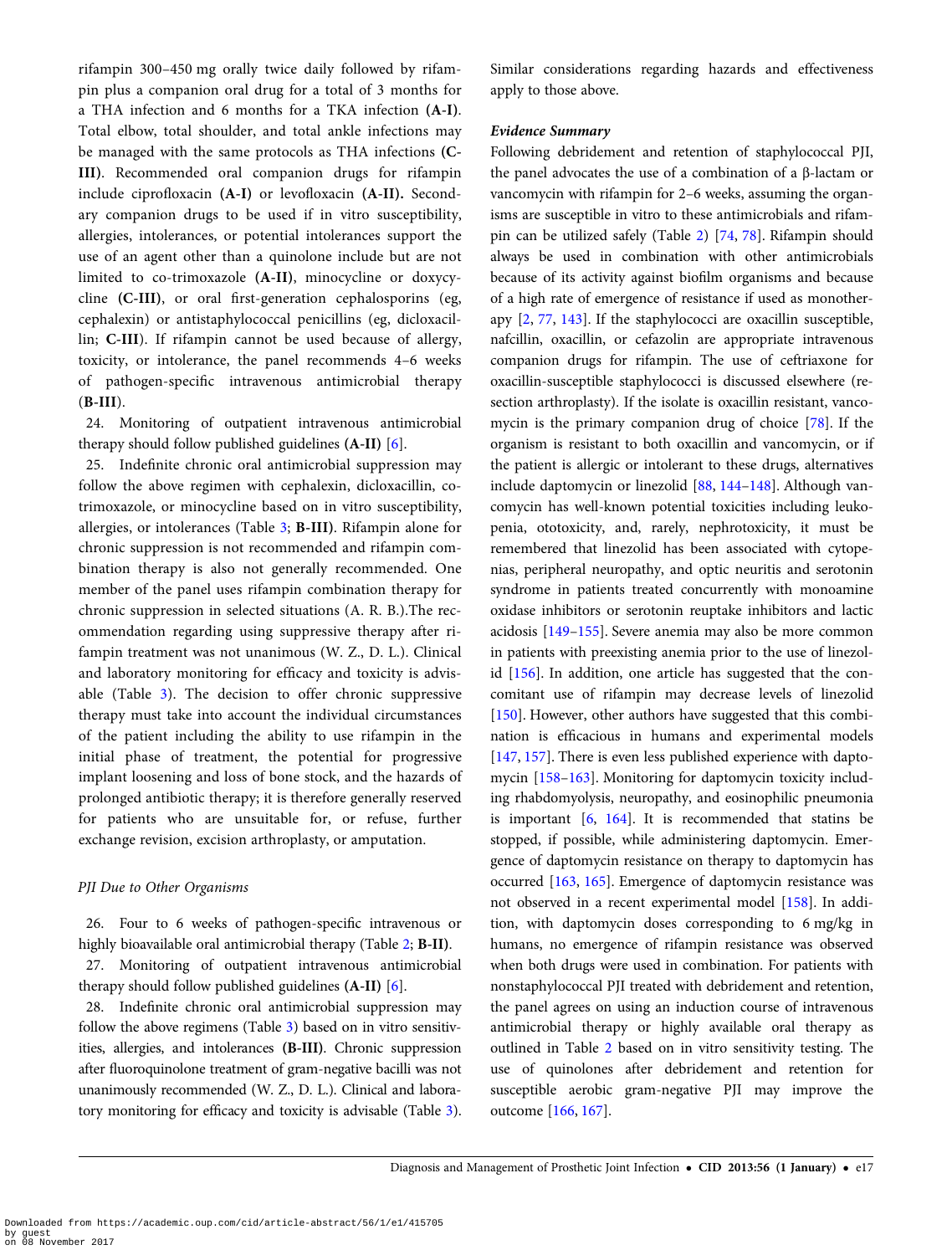rifampin 300–450 mg orally twice daily followed by rifampin plus a companion oral drug for a total of 3 months for a THA infection and 6 months for a TKA infection (**A-I**). Total elbow, total shoulder, and total ankle infections may be managed with the same protocols as THA infections (**C-III**). Recommended oral companion drugs for rifampin include ciprofloxacin (**A-I**) or levofloxacin (**A-II**). Secondary companion drugs to be used if in vitro susceptibility, allergies, intolerances, or potential intolerances support the use of an agent other than a quinolone include but are not limited to co-trimoxazole (**A-II**), minocycline or doxycycline (**C-III**), or oral first-generation cephalosporins (eg, cephalexin) or antistaphylococcal penicillins (eg, dicloxacillin; **C-III**). If rifampin cannot be used because of allergy, toxicity, or intolerance, the panel recommends 4–6 weeks of pathogen-specific intravenous antimicrobial therapy (**B-III**).

24. Monitoring of outpatient intravenous antimicrobial therapy should follow published guidelines (**A-II**) [6].

25. Indefinite chronic oral antimicrobial suppression may follow the above regimen with cephalexin, dicloxacillin, co-trimoxazole, or minocycline based on in vitro susceptibility, allergies, or intolerances (Table 3; **B-III**). Rifampin alone for chronic suppression is not recommended and rifampin combination therapy is also not generally recommended. One member of the panel uses rifampin combination therapy for chronic suppression in selected situations (A. R. B.).The recommendation regarding using suppressive therapy after rifampin treatment was not unanimous (W. Z., D. L.). Clinical and laboratory monitoring for efficacy and toxicity is advisable (Table 3). The decision to offer chronic suppressive therapy must take into account the individual circumstances of the patient including the ability to use rifampin in the initial phase of treatment, the potential for progressive implant loosening and loss of bone stock, and the hazards of prolonged antibiotic therapy; it is therefore generally reserved for patients who are unsuitable for, or refuse, further exchange revision, excision arthroplasty, or amputation.

*PJI Due to Other Organisms*

26. Four to 6 weeks of pathogen-specific intravenous or highly bioavailable oral antimicrobial therapy (Table 2; **B-II**).

27. Monitoring of outpatient intravenous antimicrobial therapy should follow published guidelines (**A-II**) [6].

28. Indefinite chronic oral antimicrobial suppression may follow the above regimens (Table 3) based on in vitro sensitivities, allergies, and intolerances (**B-III**). Chronic suppression after fluoroquinolone treatment of gram-negative bacilli was not unanimously recommended (W. Z., D. L.). Clinical and laboratory monitoring for efficacy and toxicity is advisable (Table 3). Similar considerations regarding hazards and effectiveness apply to those above.

***Evidence Summary***

Following debridement and retention of staphylococcal PJI, the panel advocates the use of a combination of a β-lactam or vancomycin with rifampin for 2–6 weeks, assuming the organisms are susceptible in vitro to these antimicrobials and rifampin can be utilized safely (Table 2) [74, 78]. Rifampin should always be used in combination with other antimicrobials because of its activity against biofilm organisms and because of a high rate of emergence of resistance if used as monotherapy [2, 77, 143]. If the staphylococci are oxacillin susceptible, nafcillin, oxacillin, or cefazolin are appropriate intravenous companion drugs for rifampin. The use of ceftriaxone for oxacillin-susceptible staphylococci is discussed elsewhere (resection arthroplasty). If the isolate is oxacillin resistant, vancomycin is the primary companion drug of choice [78]. If the organism is resistant to both oxacillin and vancomycin, or if the patient is allergic or intolerant to these drugs, alternatives include daptomycin or linezolid [88, 144–148]. Although vancomycin has well-known potential toxicities including leukopenia, ototoxicity, and, rarely, nephrotoxicity, it must be remembered that linezolid has been associated with cytopenias, peripheral neuropathy, and optic neuritis and serotonin syndrome in patients treated concurrently with monoamine oxidase inhibitors or serotonin reuptake inhibitors and lactic acidosis [149–155]. Severe anemia may also be more common in patients with preexisting anemia prior to the use of linezolid [156]. In addition, one article has suggested that the concomitant use of rifampin may decrease levels of linezolid [150]. However, other authors have suggested that this combination is efficacious in humans and experimental models [147, 157]. There is even less published experience with daptomycin [158–163]. Monitoring for daptomycin toxicity including rhabdomyolysis, neuropathy, and eosinophilic pneumonia is important [6, 164]. It is recommended that statins be stopped, if possible, while administering daptomycin. Emergence of daptomycin resistance on therapy to daptomycin has occurred [163, 165]. Emergence of daptomycin resistance was not observed in a recent experimental model [158]. In addition, with daptomycin doses corresponding to 6 mg/kg in humans, no emergence of rifampin resistance was observed when both drugs were used in combination. For patients with nonstaphylococcal PJI treated with debridement and retention, the panel agrees on using an induction course of intravenous antimicrobial therapy or highly available oral therapy as outlined in Table 2 based on in vitro sensitivity testing. The use of quinolones after debridement and retention for susceptible aerobic gram-negative PJI may improve the outcome [166, 167].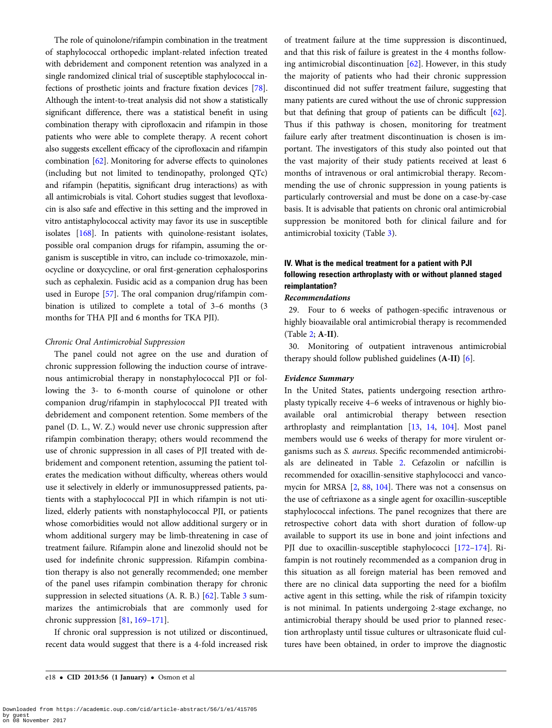The role of quinolone/rifampin combination in the treatment of staphylococcal orthopedic implant-related infection treated with debridement and component retention was analyzed in a single randomized clinical trial of susceptible staphylococcal infections of prosthetic joints and fracture fixation devices [78]. Although the intent-to-treat analysis did not show a statistically significant difference, there was a statistical benefit in using combination therapy with ciprofloxacin and rifampin in those patients who were able to complete therapy. A recent cohort also suggests excellent efficacy of the ciprofloxacin and rifampin combination [62]. Monitoring for adverse effects to quinolones (including but not limited to tendinopathy, prolonged QTc) and rifampin (hepatitis, significant drug interactions) as with all antimicrobials is vital. Cohort studies suggest that levofloxacin is also safe and effective in this setting and the improved in vitro antistaphylococcal activity may favor its use in susceptible isolates [168]. In patients with quinolone-resistant isolates, possible oral companion drugs for rifampin, assuming the organism is susceptible in vitro, can include co-trimoxazole, minocycline or doxycycline, or oral first-generation cephalosporins such as cephalexin. Fusidic acid as a companion drug has been used in Europe [57]. The oral companion drug/rifampin combination is utilized to complete a total of 3–6 months (3 months for THA PJI and 6 months for TKA PJI).

*Chronic Oral Antimicrobial Suppression*

The panel could not agree on the use and duration of chronic suppression following the induction course of intravenous antimicrobial therapy in nonstaphylococcal PJI or following the 3- to 6-month course of quinolone or other companion drug/rifampin in staphylococcal PJI treated with debridement and component retention. Some members of the panel (D. L., W. Z.) would never use chronic suppression after rifampin combination therapy; others would recommend the use of chronic suppression in all cases of PJI treated with debridement and component retention, assuming the patient tolerates the medication without difficulty, whereas others would use it selectively in elderly or immunosuppressed patients, patients with a staphylococcal PJI in which rifampin is not utilized, elderly patients with nonstaphylococcal PJI, or patients whose comorbidities would not allow additional surgery or in whom additional surgery may be limb-threatening in case of treatment failure. Rifampin alone and linezolid should not be used for indefinite chronic suppression. Rifampin combination therapy is also not generally recommended; one member of the panel uses rifampin combination therapy for chronic suppression in selected situations (A. R. B.) [62]. Table 3 summarizes the antimicrobials that are commonly used for chronic suppression [81, 169–171].

If chronic oral suppression is not utilized or discontinued, recent data would suggest that there is a 4-fold increased risk of treatment failure at the time suppression is discontinued, and that this risk of failure is greatest in the 4 months following antimicrobial discontinuation [62]. However, in this study the majority of patients who had their chronic suppression discontinued did not suffer treatment failure, suggesting that many patients are cured without the use of chronic suppression but that defining that group of patients can be difficult [62]. Thus if this pathway is chosen, monitoring for treatment failure early after treatment discontinuation is chosen is important. The investigators of this study also pointed out that the vast majority of their study patients received at least 6 months of intravenous or oral antimicrobial therapy. Recommending the use of chronic suppression in young patients is particularly controversial and must be done on a case-by-case basis. It is advisable that patients on chronic oral antimicrobial suppression be monitored both for clinical failure and for antimicrobial toxicity (Table 3).

### IV. What is the medical treatment for a patient with PJI following resection arthroplasty with or without planned staged reimplantation?

***Recommendations***

29. Four to 6 weeks of pathogen-specific intravenous or highly bioavailable oral antimicrobial therapy is recommended (Table 2; **A-II**).

30. Monitoring of outpatient intravenous antimicrobial therapy should follow published guidelines **(A-II)** [6].

***Evidence Summary***

In the United States, patients undergoing resection arthroplasty typically receive 4–6 weeks of intravenous or highly bioavailable oral antimicrobial therapy between resection arthroplasty and reimplantation [13, 14, 104]. Most panel members would use 6 weeks of therapy for more virulent organisms such as *S. aureus*. Specific recommended antimicrobials are delineated in Table 2. Cefazolin or nafcillin is recommended for oxacillin-sensitive staphylococci and vancomycin for MRSA [2, 88, 104]. There was not a consensus on the use of ceftriaxone as a single agent for oxacillin-susceptible staphylococcal infections. The panel recognizes that there are retrospective cohort data with short duration of follow-up available to support its use in bone and joint infections and PJI due to oxacillin-susceptible staphylococci [172–174]. Rifampin is not routinely recommended as a companion drug in this situation as all foreign material has been removed and there are no clinical data supporting the need for a biofilm active agent in this setting, while the risk of rifampin toxicity is not minimal. In patients undergoing 2-stage exchange, no antimicrobial therapy should be used prior to planned resection arthroplasty until tissue cultures or ultrasonicate fluid cultures have been obtained, in order to improve the diagnostic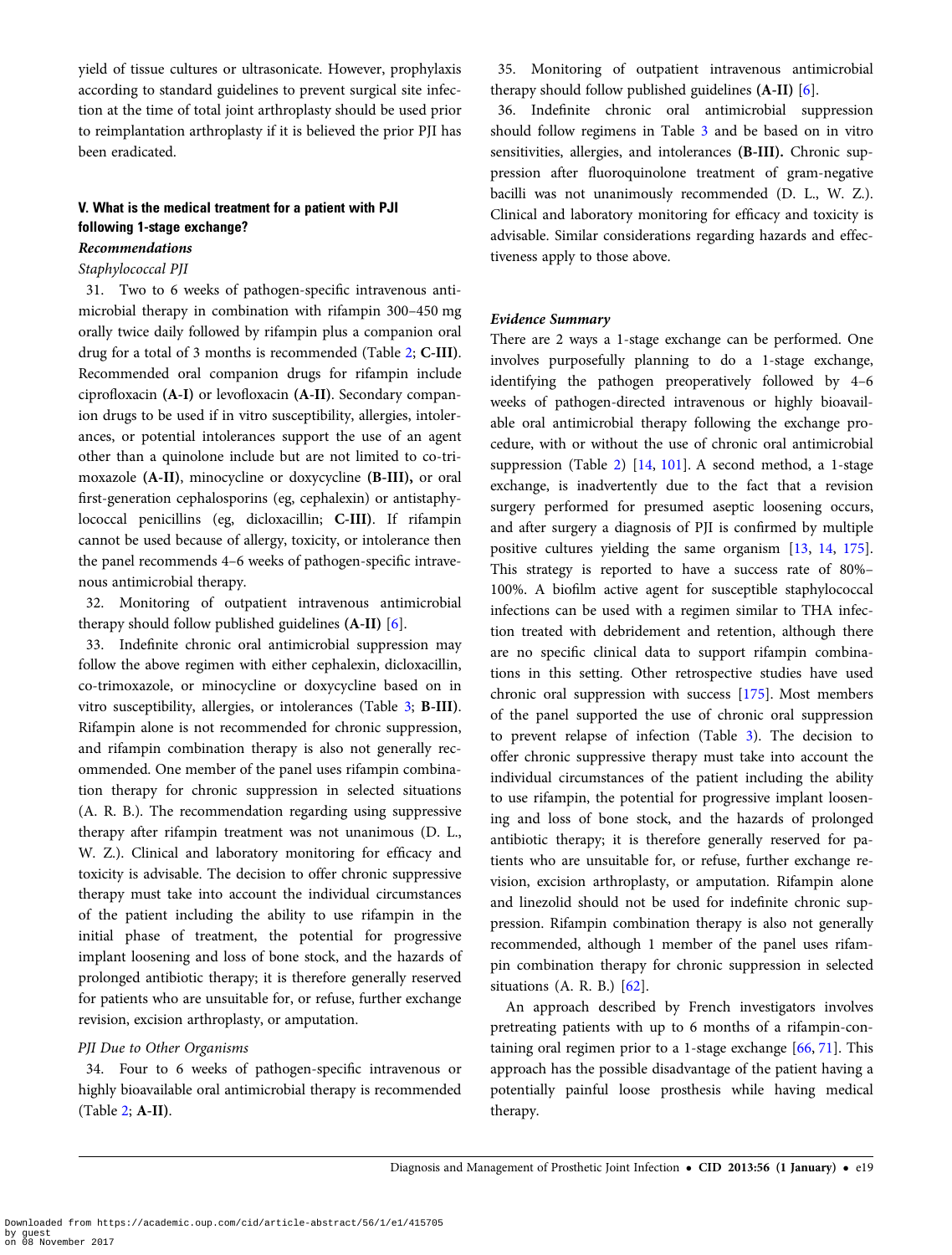yield of tissue cultures or ultrasonicate. However, prophylaxis according to standard guidelines to prevent surgical site infection at the time of total joint arthroplasty should be used prior to reimplantation arthroplasty if it is believed the prior PJI has been eradicated.

### V. What is the medical treatment for a patient with PJI following 1-stage exchange?

***Recommendations***

*Staphylococcal PJI*

31. Two to 6 weeks of pathogen-specific intravenous antimicrobial therapy in combination with rifampin 300–450 mg orally twice daily followed by rifampin plus a companion oral drug for a total of 3 months is recommended (Table 2; **C-III**). Recommended oral companion drugs for rifampin include ciprofloxacin (**A-I**) or levofloxacin (**A-II**). Secondary companion drugs to be used if in vitro susceptibility, allergies, intolerances, or potential intolerances support the use of an agent other than a quinolone include but are not limited to co-trimoxazole (**A-II**), minocycline or doxycycline (**B-III**), or oral first-generation cephalosporins (eg, cephalexin) or antistaphylococcal penicillins (eg, dicloxacillin; **C-III**). If rifampin cannot be used because of allergy, toxicity, or intolerance then the panel recommends 4–6 weeks of pathogen-specific intravenous antimicrobial therapy.

32. Monitoring of outpatient intravenous antimicrobial therapy should follow published guidelines (**A-II**) [6].

33. Indefinite chronic oral antimicrobial suppression may follow the above regimen with either cephalexin, dicloxacillin, co-trimoxazole, or minocycline or doxycycline based on in vitro susceptibility, allergies, or intolerances (Table 3; **B-III**). Rifampin alone is not recommended for chronic suppression, and rifampin combination therapy is also not generally recommended. One member of the panel uses rifampin combination therapy for chronic suppression in selected situations (A. R. B.). The recommendation regarding using suppressive therapy after rifampin treatment was not unanimous (D. L., W. Z.). Clinical and laboratory monitoring for efficacy and toxicity is advisable. The decision to offer chronic suppressive therapy must take into account the individual circumstances of the patient including the ability to use rifampin in the initial phase of treatment, the potential for progressive implant loosening and loss of bone stock, and the hazards of prolonged antibiotic therapy; it is therefore generally reserved for patients who are unsuitable for, or refuse, further exchange revision, excision arthroplasty, or amputation.

*PJI Due to Other Organisms*

34. Four to 6 weeks of pathogen-specific intravenous or highly bioavailable oral antimicrobial therapy is recommended (Table 2; **A-II**).

35. Monitoring of outpatient intravenous antimicrobial therapy should follow published guidelines (**A-II**) [6].

36. Indefinite chronic oral antimicrobial suppression should follow regimens in Table 3 and be based on in vitro sensitivities, allergies, and intolerances (**B-III**). Chronic suppression after fluoroquinolone treatment of gram-negative bacilli was not unanimously recommended (D. L., W. Z.). Clinical and laboratory monitoring for efficacy and toxicity is advisable. Similar considerations regarding hazards and effectiveness apply to those above.

***Evidence Summary***

There are 2 ways a 1-stage exchange can be performed. One involves purposefully planning to do a 1-stage exchange, identifying the pathogen preoperatively followed by 4–6 weeks of pathogen-directed intravenous or highly bioavailable oral antimicrobial therapy following the exchange procedure, with or without the use of chronic oral antimicrobial suppression (Table 2) [14, 101]. A second method, a 1-stage exchange, is inadvertently due to the fact that a revision surgery performed for presumed aseptic loosening occurs, and after surgery a diagnosis of PJI is confirmed by multiple positive cultures yielding the same organism [13, 14, 175]. This strategy is reported to have a success rate of 80%–100%. A biofilm active agent for susceptible staphylococcal infections can be used with a regimen similar to THA infection treated with debridement and retention, although there are no specific clinical data to support rifampin combinations in this setting. Other retrospective studies have used chronic oral suppression with success [175]. Most members of the panel supported the use of chronic oral suppression to prevent relapse of infection (Table 3). The decision to offer chronic suppressive therapy must take into account the individual circumstances of the patient including the ability to use rifampin, the potential for progressive implant loosening and loss of bone stock, and the hazards of prolonged antibiotic therapy; it is therefore generally reserved for patients who are unsuitable for, or refuse, further exchange revision, excision arthroplasty, or amputation. Rifampin alone and linezolid should not be used for indefinite chronic suppression. Rifampin combination therapy is also not generally recommended, although 1 member of the panel uses rifampin combination therapy for chronic suppression in selected situations (A. R. B.) [62].

An approach described by French investigators involves pretreating patients with up to 6 months of a rifampin-containing oral regimen prior to a 1-stage exchange [66, 71]. This approach has the possible disadvantage of the patient having a potentially painful loose prosthesis while having medical therapy.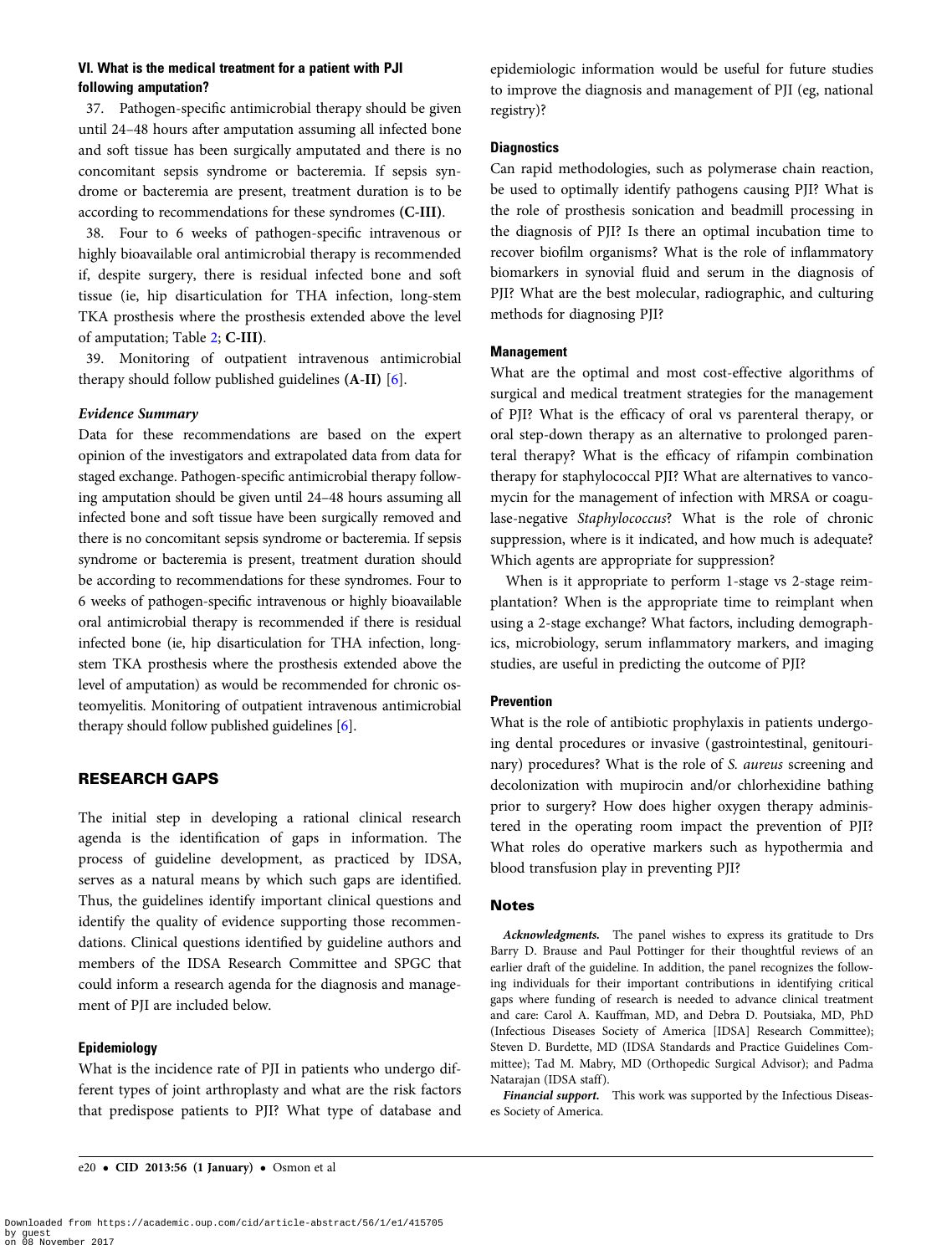### VI. What is the medical treatment for a patient with PJI following amputation?

37. Pathogen-specific antimicrobial therapy should be given until 24–48 hours after amputation assuming all infected bone and soft tissue has been surgically amputated and there is no concomitant sepsis syndrome or bacteremia. If sepsis syndrome or bacteremia are present, treatment duration is to be according to recommendations for these syndromes **(C-III)**.

38. Four to 6 weeks of pathogen-specific intravenous or highly bioavailable oral antimicrobial therapy is recommended if, despite surgery, there is residual infected bone and soft tissue (ie, hip disarticulation for THA infection, long-stem TKA prosthesis where the prosthesis extended above the level of amputation; Table 2; **C-III**).

39. Monitoring of outpatient intravenous antimicrobial therapy should follow published guidelines **(A-II)** [6].

#### *Evidence Summary*

Data for these recommendations are based on the expert opinion of the investigators and extrapolated data from data for staged exchange. Pathogen-specific antimicrobial therapy following amputation should be given until 24–48 hours assuming all infected bone and soft tissue have been surgically removed and there is no concomitant sepsis syndrome or bacteremia. If sepsis syndrome or bacteremia is present, treatment duration should be according to recommendations for these syndromes. Four to 6 weeks of pathogen-specific intravenous or highly bioavailable oral antimicrobial therapy is recommended if there is residual infected bone (ie, hip disarticulation for THA infection, long-stem TKA prosthesis where the prosthesis extended above the level of amputation) as would be recommended for chronic osteomyelitis. Monitoring of outpatient intravenous antimicrobial therapy should follow published guidelines [6].

## RESEARCH GAPS

The initial step in developing a rational clinical research agenda is the identification of gaps in information. The process of guideline development, as practiced by IDSA, serves as a natural means by which such gaps are identified. Thus, the guidelines identify important clinical questions and identify the quality of evidence supporting those recommendations. Clinical questions identified by guideline authors and members of the IDSA Research Committee and SPGC that could inform a research agenda for the diagnosis and management of PJI are included below.

### Epidemiology

What is the incidence rate of PJI in patients who undergo different types of joint arthroplasty and what are the risk factors that predispose patients to PJI? What type of database and epidemiologic information would be useful for future studies to improve the diagnosis and management of PJI (eg, national registry)?

### Diagnostics

Can rapid methodologies, such as polymerase chain reaction, be used to optimally identify pathogens causing PJI? What is the role of prosthesis sonication and beadmill processing in the diagnosis of PJI? Is there an optimal incubation time to recover biofilm organisms? What is the role of inflammatory biomarkers in synovial fluid and serum in the diagnosis of PJI? What are the best molecular, radiographic, and culturing methods for diagnosing PJI?

### Management

What are the optimal and most cost-effective algorithms of surgical and medical treatment strategies for the management of PJI? What is the efficacy of oral vs parenteral therapy, or oral step-down therapy as an alternative to prolonged parenteral therapy? What is the efficacy of rifampin combination therapy for staphylococcal PJI? What are alternatives to vancomycin for the management of infection with MRSA or coagulase-negative *Staphylococcus*? What is the role of chronic suppression, where is it indicated, and how much is adequate? Which agents are appropriate for suppression?

When is it appropriate to perform 1-stage vs 2-stage reimplantation? When is the appropriate time to reimplant when using a 2-stage exchange? What factors, including demographics, microbiology, serum inflammatory markers, and imaging studies, are useful in predicting the outcome of PJI?

### Prevention

What is the role of antibiotic prophylaxis in patients undergoing dental procedures or invasive (gastrointestinal, genitourinary) procedures? What is the role of *S. aureus* screening and decolonization with mupirocin and/or chlorhexidine bathing prior to surgery? How does higher oxygen therapy administered in the operating room impact the prevention of PJI? What roles do operative markers such as hypothermia and blood transfusion play in preventing PJI?

## Notes

***Acknowledgments.*** The panel wishes to express its gratitude to Drs Barry D. Brause and Paul Pottinger for their thoughtful reviews of an earlier draft of the guideline. In addition, the panel recognizes the following individuals for their important contributions in identifying critical gaps where funding of research is needed to advance clinical treatment and care: Carol A. Kauffman, MD, and Debra D. Poutsiaka, MD, PhD (Infectious Diseases Society of America [IDSA] Research Committee); Steven D. Burdette, MD (IDSA Standards and Practice Guidelines Committee); Tad M. Mabry, MD (Orthopedic Surgical Advisor); and Padma Natarajan (IDSA staff).

***Financial support.*** This work was supported by the Infectious Diseases Society of America.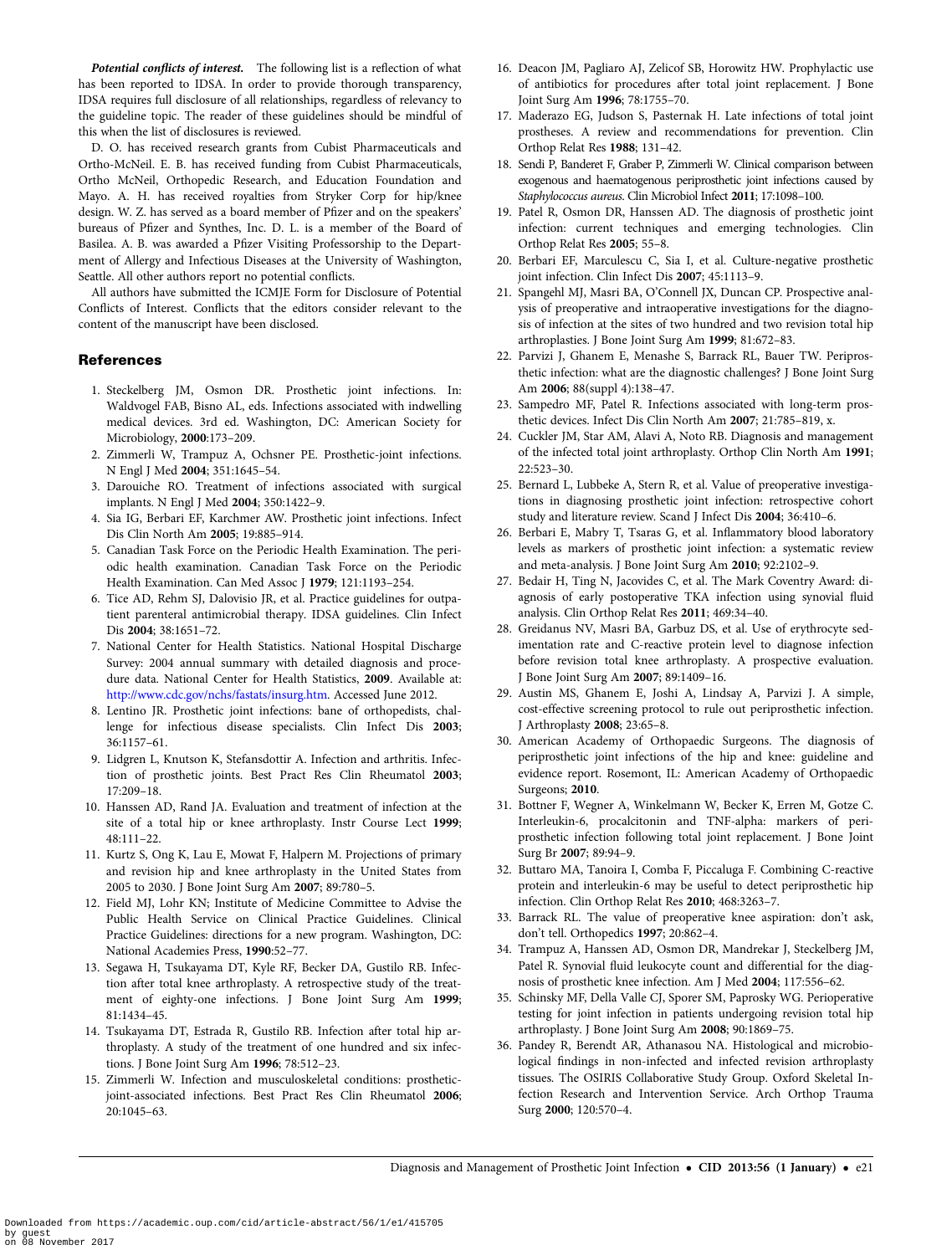***Potential conflicts of interest.*** The following list is a reflection of what has been reported to IDSA. In order to provide thorough transparency, IDSA requires full disclosure of all relationships, regardless of relevancy to the guideline topic. The reader of these guidelines should be mindful of this when the list of disclosures is reviewed.

D. O. has received research grants from Cubist Pharmaceuticals and Ortho-McNeil. E. B. has received funding from Cubist Pharmaceuticals, Ortho McNeil, Orthopedic Research, and Education Foundation and Mayo. A. H. has received royalties from Stryker Corp for hip/knee design. W. Z. has served as a board member of Pfizer and on the speakers' bureaus of Pfizer and Synthes, Inc. D. L. is a member of the Board of Basilea. A. B. was awarded a Pfizer Visiting Professorship to the Department of Allergy and Infectious Diseases at the University of Washington, Seattle. All other authors report no potential conflicts.

All authors have submitted the ICMJE Form for Disclosure of Potential Conflicts of Interest. Conflicts that the editors consider relevant to the content of the manuscript have been disclosed.

## References

1. Steckelberg JM, Osmon DR. Prosthetic joint infections. In: Waldvogel FAB, Bisno AL, eds. Infections associated with indwelling medical devices. 3rd ed. Washington, DC: American Society for Microbiology, **2000**:173–209.
2. Zimmerli W, Trampuz A, Ochsner PE. Prosthetic-joint infections. N Engl J Med **2004**; 351:1645–54.
3. Darouiche RO. Treatment of infections associated with surgical implants. N Engl J Med **2004**; 350:1422–9.
4. Sia IG, Berbari EF, Karchmer AW. Prosthetic joint infections. Infect Dis Clin North Am **2005**; 19:885–914.
5. Canadian Task Force on the Periodic Health Examination. The periodic health examination. Canadian Task Force on the Periodic Health Examination. Can Med Assoc J **1979**; 121:1193–254.
6. Tice AD, Rehm SJ, Dalovisio JR, et al. Practice guidelines for outpatient parenteral antimicrobial therapy. IDSA guidelines. Clin Infect Dis **2004**; 38:1651–72.
7. National Center for Health Statistics. National Hospital Discharge Survey: 2004 annual summary with detailed diagnosis and procedure data. National Center for Health Statistics, **2009**. Available at: http://www.cdc.gov/nchs/fastats/insurg.htm. Accessed June 2012.
8. Lentino JR. Prosthetic joint infections: bane of orthopedists, challenge for infectious disease specialists. Clin Infect Dis **2003**; 36:1157–61.
9. Lidgren L, Knutson K, Stefansdottir A. Infection and arthritis. Infection of prosthetic joints. Best Pract Res Clin Rheumatol **2003**; 17:209–18.
10. Hanssen AD, Rand JA. Evaluation and treatment of infection at the site of a total hip or knee arthroplasty. Instr Course Lect **1999**; 48:111–22.
11. Kurtz S, Ong K, Lau E, Mowat F, Halpern M. Projections of primary and revision hip and knee arthroplasty in the United States from 2005 to 2030. J Bone Joint Surg Am **2007**; 89:780–5.
12. Field MJ, Lohr KN; Institute of Medicine Committee to Advise the Public Health Service on Clinical Practice Guidelines. Clinical Practice Guidelines: directions for a new program. Washington, DC: National Academies Press, **1990**:52–77.
13. Segawa H, Tsukayama DT, Kyle RF, Becker DA, Gustilo RB. Infection after total knee arthroplasty. A retrospective study of the treatment of eighty-one infections. J Bone Joint Surg Am **1999**; 81:1434–45.
14. Tsukayama DT, Estrada R, Gustilo RB. Infection after total hip arthroplasty. A study of the treatment of one hundred and six infections. J Bone Joint Surg Am **1996**; 78:512–23.
15. Zimmerli W. Infection and musculoskeletal conditions: prosthetic-joint-associated infections. Best Pract Res Clin Rheumatol **2006**; 20:1045–63.
16. Deacon JM, Pagliaro AJ, Zelicof SB, Horowitz HW. Prophylactic use of antibiotics for procedures after total joint replacement. J Bone Joint Surg Am **1996**; 78:1755–70.
17. Maderazo EG, Judson S, Pasternak H. Late infections of total joint prostheses. A review and recommendations for prevention. Clin Orthop Relat Res **1988**; 131–42.
18. Sendi P, Banderet F, Graber P, Zimmerli W. Clinical comparison between exogenous and haematogenous periprosthetic joint infections caused by *Staphylococcus aureus*. Clin Microbiol Infect **2011**; 17:1098–100.
19. Patel R, Osmon DR, Hanssen AD. The diagnosis of prosthetic joint infection: current techniques and emerging technologies. Clin Orthop Relat Res **2005**; 55–8.
20. Berbari EF, Marculescu C, Sia I, et al. Culture-negative prosthetic joint infection. Clin Infect Dis **2007**; 45:1113–9.
21. Spangehl MJ, Masri BA, O'Connell JX, Duncan CP. Prospective analysis of preoperative and intraoperative investigations for the diagnosis of infection at the sites of two hundred and two revision total hip arthroplasties. J Bone Joint Surg Am **1999**; 81:672–83.
22. Parvizi J, Ghanem E, Menashe S, Barrack RL, Bauer TW. Periprosthetic infection: what are the diagnostic challenges? J Bone Joint Surg Am **2006**; 88(suppl 4):138–47.
23. Sampedro MF, Patel R. Infections associated with long-term prosthetic devices. Infect Dis Clin North Am **2007**; 21:785–819, x.
24. Cuckler JM, Star AM, Alavi A, Noto RB. Diagnosis and management of the infected total joint arthroplasty. Orthop Clin North Am **1991**; 22:523–30.
25. Bernard L, Lubbeke A, Stern R, et al. Value of preoperative investigations in diagnosing prosthetic joint infection: retrospective cohort study and literature review. Scand J Infect Dis **2004**; 36:410–6.
26. Berbari E, Mabry T, Tsaras G, et al. Inflammatory blood laboratory levels as markers of prosthetic joint infection: a systematic review and meta-analysis. J Bone Joint Surg Am **2010**; 92:2102–9.
27. Bedair H, Ting N, Jacovides C, et al. The Mark Coventry Award: diagnosis of early postoperative TKA infection using synovial fluid analysis. Clin Orthop Relat Res **2011**; 469:34–40.
28. Greidanus NV, Masri BA, Garbuz DS, et al. Use of erythrocyte sedimentation rate and C-reactive protein level to diagnose infection before revision total knee arthroplasty. A prospective evaluation. J Bone Joint Surg Am **2007**; 89:1409–16.
29. Austin MS, Ghanem E, Joshi A, Lindsay A, Parvizi J. A simple, cost-effective screening protocol to rule out periprosthetic infection. J Arthroplasty **2008**; 23:65–8.
30. American Academy of Orthopaedic Surgeons. The diagnosis of periprosthetic joint infections of the hip and knee: guideline and evidence report. Rosemont, IL: American Academy of Orthopaedic Surgeons; **2010**.
31. Bottner F, Wegner A, Winkelmann W, Becker K, Erren M, Gotze C. Interleukin-6, procalcitonin and TNF-alpha: markers of periprosthetic infection following total joint replacement. J Bone Joint Surg Br **2007**; 89:94–9.
32. Buttaro MA, Tanoira I, Comba F, Piccaluga F. Combining C-reactive protein and interleukin-6 may be useful to detect periprosthetic hip infection. Clin Orthop Relat Res **2010**; 468:3263–7.
33. Barrack RL. The value of preoperative knee aspiration: don't ask, don't tell. Orthopedics **1997**; 20:862–4.
34. Trampuz A, Hanssen AD, Osmon DR, Mandrekar J, Steckelberg JM, Patel R. Synovial fluid leukocyte count and differential for the diagnosis of prosthetic knee infection. Am J Med **2004**; 117:556–62.
35. Schinsky MF, Della Valle CJ, Sporer SM, Paprosky WG. Perioperative testing for joint infection in patients undergoing revision total hip arthroplasty. J Bone Joint Surg Am **2008**; 90:1869–75.
36. Pandey R, Berendt AR, Athanasou NA. Histological and microbiological findings in non-infected and infected revision arthroplasty tissues. The OSIRIS Collaborative Study Group. Oxford Skeletal Infection Research and Intervention Service. Arch Orthop Trauma Surg **2000**; 120:570–4.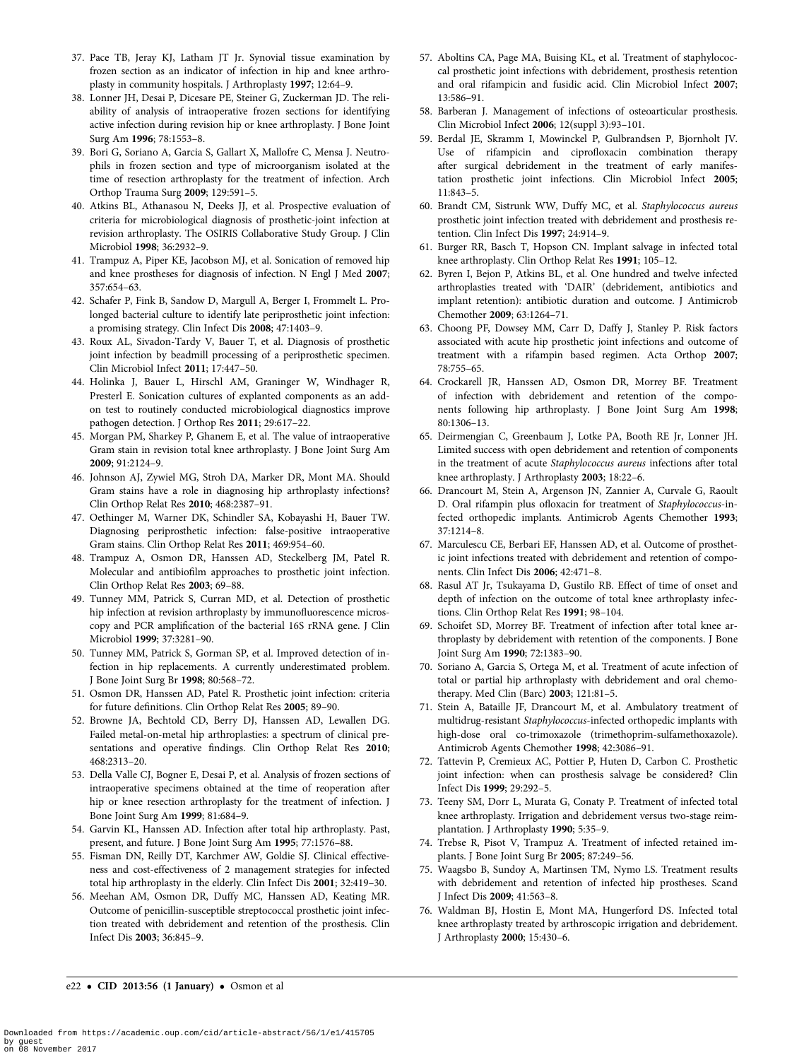37. Pace TB, Jeray KJ, Latham JT Jr. Synovial tissue examination by frozen section as an indicator of infection in hip and knee arthroplasty in community hospitals. J Arthroplasty **1997**; 12:64–9.
38. Lonner JH, Desai P, Dicesare PE, Steiner G, Zuckerman JD. The reliability of analysis of intraoperative frozen sections for identifying active infection during revision hip or knee arthroplasty. J Bone Joint Surg Am **1996**; 78:1553–8.
39. Bori G, Soriano A, Garcia S, Gallart X, Mallofre C, Mensa J. Neutrophils in frozen section and type of microorganism isolated at the time of resection arthroplasty for the treatment of infection. Arch Orthop Trauma Surg **2009**; 129:591–5.
40. Atkins BL, Athanasou N, Deeks JJ, et al. Prospective evaluation of criteria for microbiological diagnosis of prosthetic-joint infection at revision arthroplasty. The OSIRIS Collaborative Study Group. J Clin Microbiol **1998**; 36:2932–9.
41. Trampuz A, Piper KE, Jacobson MJ, et al. Sonication of removed hip and knee prostheses for diagnosis of infection. N Engl J Med **2007**; 357:654–63.
42. Schafer P, Fink B, Sandow D, Margull A, Berger I, Frommelt L. Prolonged bacterial culture to identify late periprosthetic joint infection: a promising strategy. Clin Infect Dis **2008**; 47:1403–9.
43. Roux AL, Sivadon-Tardy V, Bauer T, et al. Diagnosis of prosthetic joint infection by beadmill processing of a periprosthetic specimen. Clin Microbiol Infect **2011**; 17:447–50.
44. Holinka J, Bauer L, Hirschl AM, Graninger W, Windhager R, Presterl E. Sonication cultures of explanted components as an add-on test to routinely conducted microbiological diagnostics improve pathogen detection. J Orthop Res **2011**; 29:617–22.
45. Morgan PM, Sharkey P, Ghanem E, et al. The value of intraoperative Gram stain in revision total knee arthroplasty. J Bone Joint Surg Am **2009**; 91:2124–9.
46. Johnson AJ, Zywiel MG, Stroh DA, Marker DR, Mont MA. Should Gram stains have a role in diagnosing hip arthroplasty infections? Clin Orthop Relat Res **2010**; 468:2387–91.
47. Oethinger M, Warner DK, Schindler SA, Kobayashi H, Bauer TW. Diagnosing periprosthetic infection: false-positive intraoperative Gram stains. Clin Orthop Relat Res **2011**; 469:954–60.
48. Trampuz A, Osmon DR, Hanssen AD, Steckelberg JM, Patel R. Molecular and antibiofilm approaches to prosthetic joint infection. Clin Orthop Relat Res **2003**; 69–88.
49. Tunney MM, Patrick S, Curran MD, et al. Detection of prosthetic hip infection at revision arthroplasty by immunofluorescence microscopy and PCR amplification of the bacterial 16S rRNA gene. J Clin Microbiol **1999**; 37:3281–90.
50. Tunney MM, Patrick S, Gorman SP, et al. Improved detection of infection in hip replacements. A currently underestimated problem. J Bone Joint Surg Br **1998**; 80:568–72.
51. Osmon DR, Hanssen AD, Patel R. Prosthetic joint infection: criteria for future definitions. Clin Orthop Relat Res **2005**; 89–90.
52. Browne JA, Bechtold CD, Berry DJ, Hanssen AD, Lewallen DG. Failed metal-on-metal hip arthroplasties: a spectrum of clinical presentations and operative findings. Clin Orthop Relat Res **2010**; 468:2313–20.
53. Della Valle CJ, Bogner E, Desai P, et al. Analysis of frozen sections of intraoperative specimens obtained at the time of reoperation after hip or knee resection arthroplasty for the treatment of infection. J Bone Joint Surg Am **1999**; 81:684–9.
54. Garvin KL, Hanssen AD. Infection after total hip arthroplasty. Past, present, and future. J Bone Joint Surg Am **1995**; 77:1576–88.
55. Fisman DN, Reilly DT, Karchmer AW, Goldie SJ. Clinical effectiveness and cost-effectiveness of 2 management strategies for infected total hip arthroplasty in the elderly. Clin Infect Dis **2001**; 32:419–30.
56. Meehan AM, Osmon DR, Duffy MC, Hanssen AD, Keating MR. Outcome of penicillin-susceptible streptococcal prosthetic joint infection treated with debridement and retention of the prosthesis. Clin Infect Dis **2003**; 36:845–9.
57. Aboltins CA, Page MA, Buising KL, et al. Treatment of staphylococcal prosthetic joint infections with debridement, prosthesis retention and oral rifampicin and fusidic acid. Clin Microbiol Infect **2007**; 13:586–91.
58. Barberan J. Management of infections of osteoarticular prosthesis. Clin Microbiol Infect **2006**; 12(suppl 3):93–101.
59. Berdal JE, Skramm I, Mowinckel P, Gulbrandsen P, Bjornholt JV. Use of rifampicin and ciprofloxacin combination therapy after surgical debridement in the treatment of early manifestation prosthetic joint infections. Clin Microbiol Infect **2005**; 11:843–5.
60. Brandt CM, Sistrunk WW, Duffy MC, et al. *Staphylococcus aureus* prosthetic joint infection treated with debridement and prosthesis retention. Clin Infect Dis **1997**; 24:914–9.
61. Burger RR, Basch T, Hopson CN. Implant salvage in infected total knee arthroplasty. Clin Orthop Relat Res **1991**; 105–12.
62. Byren I, Bejon P, Atkins BL, et al. One hundred and twelve infected arthroplasties treated with 'DAIR' (debridement, antibiotics and implant retention): antibiotic duration and outcome. J Antimicrob Chemother **2009**; 63:1264–71.
63. Choong PF, Dowsey MM, Carr D, Daffy J, Stanley P. Risk factors associated with acute hip prosthetic joint infections and outcome of treatment with a rifampin based regimen. Acta Orthop **2007**; 78:755–65.
64. Crockarell JR, Hanssen AD, Osmon DR, Morrey BF. Treatment of infection with debridement and retention of the components following hip arthroplasty. J Bone Joint Surg Am **1998**; 80:1306–13.
65. Deirmengian C, Greenbaum J, Lotke PA, Booth RE Jr, Lonner JH. Limited success with open debridement and retention of components in the treatment of acute *Staphylococcus aureus* infections after total knee arthroplasty. J Arthroplasty **2003**; 18:22–6.
66. Drancourt M, Stein A, Argenson JN, Zannier A, Curvale G, Raoult D. Oral rifampin plus ofloxacin for treatment of *Staphylococcus*-infected orthopedic implants. Antimicrob Agents Chemother **1993**; 37:1214–8.
67. Marculescu CE, Berbari EF, Hanssen AD, et al. Outcome of prosthetic joint infections treated with debridement and retention of components. Clin Infect Dis **2006**; 42:471–8.
68. Rasul AT Jr, Tsukayama D, Gustilo RB. Effect of time of onset and depth of infection on the outcome of total knee arthroplasty infections. Clin Orthop Relat Res **1991**; 98–104.
69. Schoifet SD, Morrey BF. Treatment of infection after total knee arthroplasty by debridement with retention of the components. J Bone Joint Surg Am **1990**; 72:1383–90.
70. Soriano A, Garcia S, Ortega M, et al. Treatment of acute infection of total or partial hip arthroplasty with debridement and oral chemotherapy. Med Clin (Barc) **2003**; 121:81–5.
71. Stein A, Bataille JF, Drancourt M, et al. Ambulatory treatment of multidrug-resistant *Staphylococcus*-infected orthopedic implants with high-dose oral co-trimoxazole (trimethoprim-sulfamethoxazole). Antimicrob Agents Chemother **1998**; 42:3086–91.
72. Tattevin P, Cremieux AC, Pottier P, Huten D, Carbon C. Prosthetic joint infection: when can prosthesis salvage be considered? Clin Infect Dis **1999**; 29:292–5.
73. Teeny SM, Dorr L, Murata G, Conaty P. Treatment of infected total knee arthroplasty. Irrigation and debridement versus two-stage reimplantation. J Arthroplasty **1990**; 5:35–9.
74. Trebse R, Pisot V, Trampuz A. Treatment of infected retained implants. J Bone Joint Surg Br **2005**; 87:249–56.
75. Waagsbo B, Sundoy A, Martinsen TM, Nymo LS. Treatment results with debridement and retention of infected hip prostheses. Scand J Infect Dis **2009**; 41:563–8.
76. Waldman BJ, Hostin E, Mont MA, Hungerford DS. Infected total knee arthroplasty treated by arthroscopic irrigation and debridement. J Arthroplasty **2000**; 15:430–6.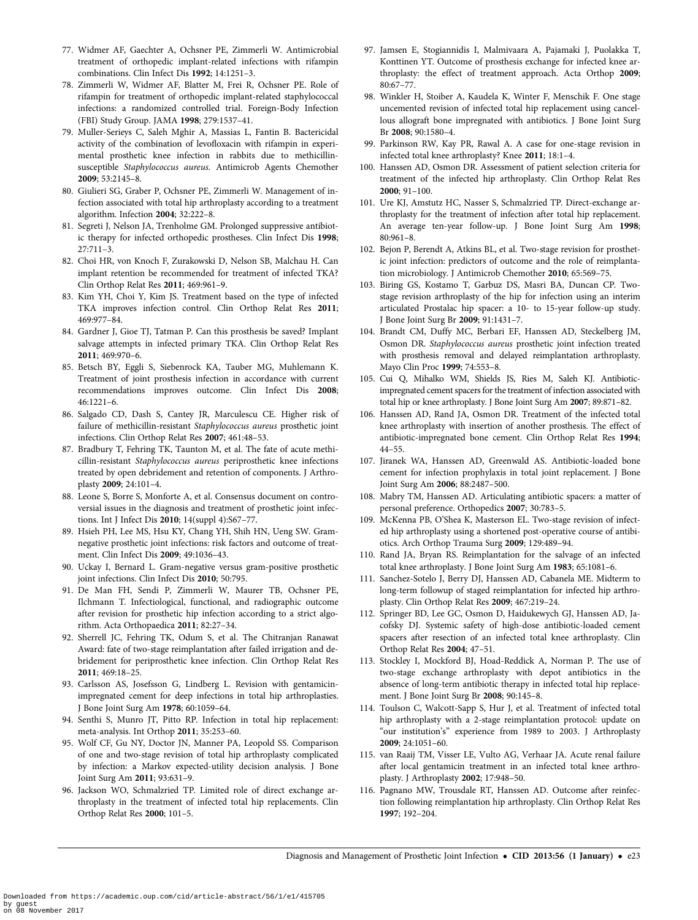77. Widmer AF, Gaechter A, Ochsner PE, Zimmerli W. Antimicrobial treatment of orthopedic implant-related infections with rifampin combinations. Clin Infect Dis **1992**; 14:1251–3.
78. Zimmerli W, Widmer AF, Blatter M, Frei R, Ochsner PE. Role of rifampin for treatment of orthopedic implant-related staphylococcal infections: a randomized controlled trial. Foreign-Body Infection (FBI) Study Group. JAMA **1998**; 279:1537–41.
79. Muller-Serieys C, Saleh Mghir A, Massias L, Fantin B. Bactericidal activity of the combination of levofloxacin with rifampin in experimental prosthetic knee infection in rabbits due to methicillin-susceptible *Staphylococcus aureus*. Antimicrob Agents Chemother **2009**; 53:2145–8.
80. Giulieri SG, Graber P, Ochsner PE, Zimmerli W. Management of infection associated with total hip arthroplasty according to a treatment algorithm. Infection **2004**; 32:222–8.
81. Segreti J, Nelson JA, Trenholme GM. Prolonged suppressive antibiotic therapy for infected orthopedic prostheses. Clin Infect Dis **1998**; 27:711–3.
82. Choi HR, von Knoch F, Zurakowski D, Nelson SB, Malchau H. Can implant retention be recommended for treatment of infected TKA? Clin Orthop Relat Res **2011**; 469:961–9.
83. Kim YH, Choi Y, Kim JS. Treatment based on the type of infected TKA improves infection control. Clin Orthop Relat Res **2011**; 469:977–84.
84. Gardner J, Gioe TJ, Tatman P. Can this prosthesis be saved? Implant salvage attempts in infected primary TKA. Clin Orthop Relat Res **2011**; 469:970–6.
85. Betsch BY, Eggli S, Siebenrock KA, Tauber MG, Muhlemann K. Treatment of joint prosthesis infection in accordance with current recommendations improves outcome. Clin Infect Dis **2008**; 46:1221–6.
86. Salgado CD, Dash S, Cantey JR, Marculescu CE. Higher risk of failure of methicillin-resistant *Staphylococcus aureus* prosthetic joint infections. Clin Orthop Relat Res **2007**; 461:48–53.
87. Bradbury T, Fehring TK, Taunton M, et al. The fate of acute methicillin-resistant *Staphylococcus aureus* periprosthetic knee infections treated by open debridement and retention of components. J Arthroplasty **2009**; 24:101–4.
88. Leone S, Borre S, Monforte A, et al. Consensus document on controversial issues in the diagnosis and treatment of prosthetic joint infections. Int J Infect Dis **2010**; 14(suppl 4):S67–77.
89. Hsieh PH, Lee MS, Hsu KY, Chang YH, Shih HN, Ueng SW. Gram-negative prosthetic joint infections: risk factors and outcome of treatment. Clin Infect Dis **2009**; 49:1036–43.
90. Uckay I, Bernard L. Gram-negative versus gram-positive prosthetic joint infections. Clin Infect Dis **2010**; 50:795.
91. De Man FH, Sendi P, Zimmerli W, Maurer TB, Ochsner PE, Ilchmann T. Infectiological, functional, and radiographic outcome after revision for prosthetic hip infection according to a strict algorithm. Acta Orthopaedica **2011**; 82:27–34.
92. Sherrell JC, Fehring TK, Odum S, et al. The Chitranjan Ranawat Award: fate of two-stage reimplantation after failed irrigation and debridement for periprosthetic knee infection. Clin Orthop Relat Res **2011**; 469:18–25.
93. Carlsson AS, Josefsson G, Lindberg L. Revision with gentamicin-impregnated cement for deep infections in total hip arthroplasties. J Bone Joint Surg Am **1978**; 60:1059–64.
94. Senthi S, Munro JT, Pitto RP. Infection in total hip replacement: meta-analysis. Int Orthop **2011**; 35:253–60.
95. Wolf CF, Gu NY, Doctor JN, Manner PA, Leopold SS. Comparison of one and two-stage revision of total hip arthroplasty complicated by infection: a Markov expected-utility decision analysis. J Bone Joint Surg Am **2011**; 93:631–9.
96. Jackson WO, Schmalzried TP. Limited role of direct exchange arthroplasty in the treatment of infected total hip replacements. Clin Orthop Relat Res **2000**; 101–5.
97. Jamsen E, Stogiannidis I, Malmivaara A, Pajamaki J, Puolakka T, Konttinen YT. Outcome of prosthesis exchange for infected knee arthroplasty: the effect of treatment approach. Acta Orthop **2009**; 80:67–77.
98. Winkler H, Stoiber A, Kaudela K, Winter F, Menschik F. One stage uncemented revision of infected total hip replacement using cancellous allograft bone impregnated with antibiotics. J Bone Joint Surg Br **2008**; 90:1580–4.
99. Parkinson RW, Kay PR, Rawal A. A case for one-stage revision in infected total knee arthroplasty? Knee **2011**; 18:1–4.
100. Hanssen AD, Osmon DR. Assessment of patient selection criteria for treatment of the infected hip arthroplasty. Clin Orthop Relat Res **2000**; 91–100.
101. Ure KJ, Amstutz HC, Nasser S, Schmalzried TP. Direct-exchange arthroplasty for the treatment of infection after total hip replacement. An average ten-year follow-up. J Bone Joint Surg Am **1998**; 80:961–8.
102. Bejon P, Berendt A, Atkins BL, et al. Two-stage revision for prosthetic joint infection: predictors of outcome and the role of reimplantation microbiology. J Antimicrob Chemother **2010**; 65:569–75.
103. Biring GS, Kostamo T, Garbuz DS, Masri BA, Duncan CP. Two-stage revision arthroplasty of the hip for infection using an interim articulated Prostalac hip spacer: a 10- to 15-year follow-up study. J Bone Joint Surg Br **2009**; 91:1431–7.
104. Brandt CM, Duffy MC, Berbari EF, Hanssen AD, Steckelberg JM, Osmon DR. *Staphylococcus aureus* prosthetic joint infection treated with prosthesis removal and delayed reimplantation arthroplasty. Mayo Clin Proc **1999**; 74:553–8.
105. Cui Q, Mihalko WM, Shields JS, Ries M, Saleh KJ. Antibiotic-impregnated cement spacers for the treatment of infection associated with total hip or knee arthroplasty. J Bone Joint Surg Am **2007**; 89:871–82.
106. Hanssen AD, Rand JA, Osmon DR. Treatment of the infected total knee arthroplasty with insertion of another prosthesis. The effect of antibiotic-impregnated bone cement. Clin Orthop Relat Res **1994**; 44–55.
107. Jiranek WA, Hanssen AD, Greenwald AS. Antibiotic-loaded bone cement for infection prophylaxis in total joint replacement. J Bone Joint Surg Am **2006**; 88:2487–500.
108. Mabry TM, Hanssen AD. Articulating antibiotic spacers: a matter of personal preference. Orthopedics **2007**; 30:783–5.
109. McKenna PB, O'Shea K, Masterson EL. Two-stage revision of infected hip arthroplasty using a shortened post-operative course of antibiotics. Arch Orthop Trauma Surg **2009**; 129:489–94.
110. Rand JA, Bryan RS. Reimplantation for the salvage of an infected total knee arthroplasty. J Bone Joint Surg Am **1983**; 65:1081–6.
111. Sanchez-Sotelo J, Berry DJ, Hanssen AD, Cabanela ME. Midterm to long-term followup of staged reimplantation for infected hip arthroplasty. Clin Orthop Relat Res **2009**; 467:219–24.
112. Springer BD, Lee GC, Osmon D, Haidukewych GJ, Hanssen AD, Jacofsky DJ. Systemic safety of high-dose antibiotic-loaded cement spacers after resection of an infected total knee arthroplasty. Clin Orthop Relat Res **2004**; 47–51.
113. Stockley I, Mockford BJ, Hoad-Reddick A, Norman P. The use of two-stage exchange arthroplasty with depot antibiotics in the absence of long-term antibiotic therapy in infected total hip replacement. J Bone Joint Surg Br **2008**; 90:145–8.
114. Toulson C, Walcott-Sapp S, Hur J, et al. Treatment of infected total hip arthroplasty with a 2-stage reimplantation protocol: update on "our institution's" experience from 1989 to 2003. J Arthroplasty **2009**; 24:1051–60.
115. van Raaij TM, Visser LE, Vulto AG, Verhaar JA. Acute renal failure after local gentamicin treatment in an infected total knee arthroplasty. J Arthroplasty **2002**; 17:948–50.
116. Pagnano MW, Trousdale RT, Hanssen AD. Outcome after reinfection following reimplantation hip arthroplasty. Clin Orthop Relat Res **1997**; 192–204.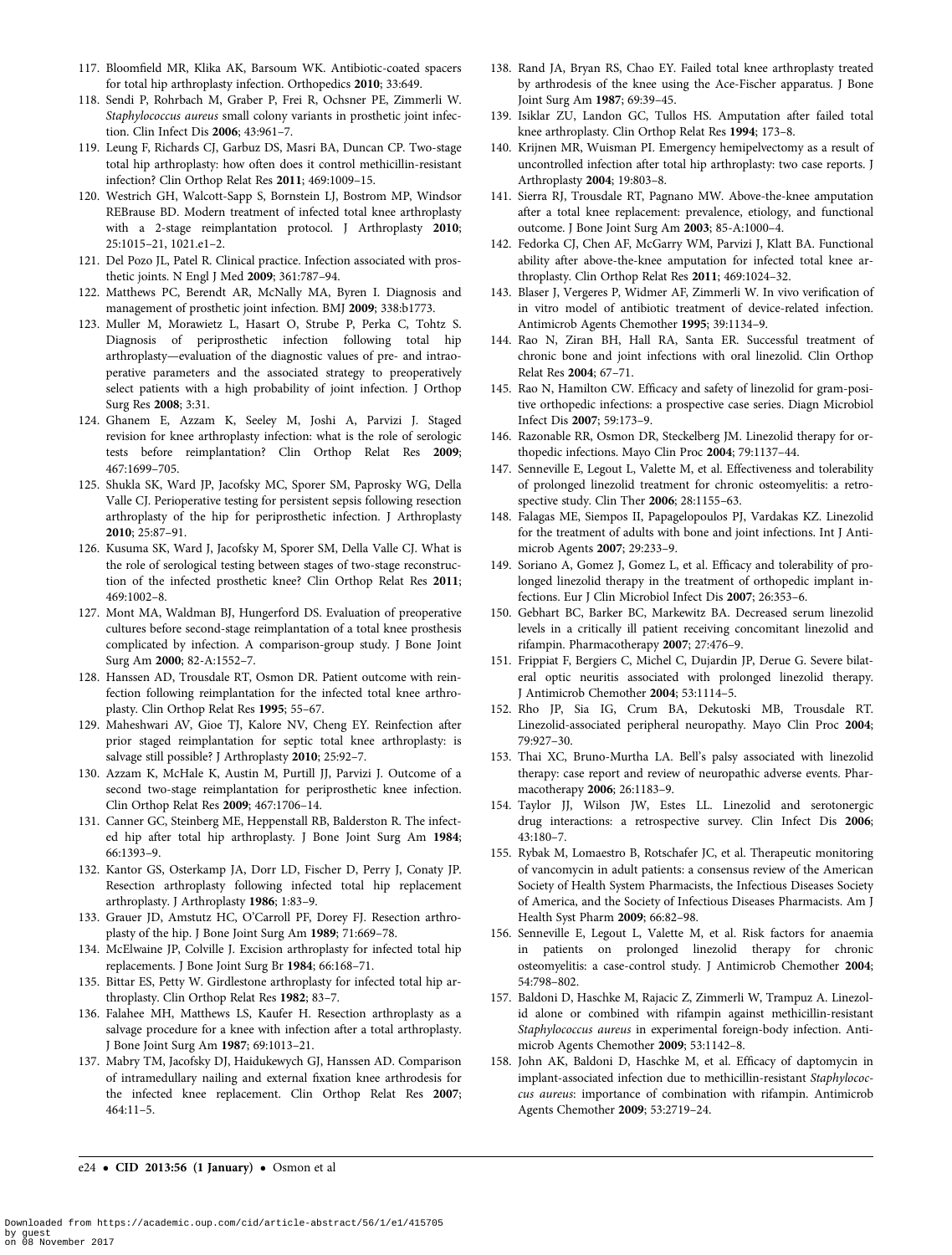117. Bloomfield MR, Klika AK, Barsoum WK. Antibiotic-coated spacers for total hip arthroplasty infection. Orthopedics **2010**; 33:649.
118. Sendi P, Rohrbach M, Graber P, Frei R, Ochsner PE, Zimmerli W. *Staphylococcus aureus* small colony variants in prosthetic joint infection. Clin Infect Dis **2006**; 43:961–7.
119. Leung F, Richards CJ, Garbuz DS, Masri BA, Duncan CP. Two-stage total hip arthroplasty: how often does it control methicillin-resistant infection? Clin Orthop Relat Res **2011**; 469:1009–15.
120. Westrich GH, Walcott-Sapp S, Bornstein LJ, Bostrom MP, Windsor REBrause BD. Modern treatment of infected total knee arthroplasty with a 2-stage reimplantation protocol. J Arthroplasty **2010**; 25:1015–21, 1021.e1–2.
121. Del Pozo JL, Patel R. Clinical practice. Infection associated with prosthetic joints. N Engl J Med **2009**; 361:787–94.
122. Matthews PC, Berendt AR, McNally MA, Byren I. Diagnosis and management of prosthetic joint infection. BMJ **2009**; 338:b1773.
123. Muller M, Morawietz L, Hasart O, Strube P, Perka C, Tohtz S. Diagnosis of periprosthetic infection following total hip arthroplasty—evaluation of the diagnostic values of pre- and intraoperative parameters and the associated strategy to preoperatively select patients with a high probability of joint infection. J Orthop Surg Res **2008**; 3:31.
124. Ghanem E, Azzam K, Seeley M, Joshi A, Parvizi J. Staged revision for knee arthroplasty infection: what is the role of serologic tests before reimplantation? Clin Orthop Relat Res **2009**; 467:1699–705.
125. Shukla SK, Ward JP, Jacofsky MC, Sporer SM, Paprosky WG, Della Valle CJ. Perioperative testing for persistent sepsis following resection arthroplasty of the hip for periprosthetic infection. J Arthroplasty **2010**; 25:87–91.
126. Kusuma SK, Ward J, Jacofsky M, Sporer SM, Della Valle CJ. What is the role of serological testing between stages of two-stage reconstruction of the infected prosthetic knee? Clin Orthop Relat Res **2011**; 469:1002–8.
127. Mont MA, Waldman BJ, Hungerford DS. Evaluation of preoperative cultures before second-stage reimplantation of a total knee prosthesis complicated by infection. A comparison-group study. J Bone Joint Surg Am **2000**; 82-A:1552–7.
128. Hanssen AD, Trousdale RT, Osmon DR. Patient outcome with reinfection following reimplantation for the infected total knee arthroplasty. Clin Orthop Relat Res **1995**; 55–67.
129. Maheshwari AV, Gioe TJ, Kalore NV, Cheng EY. Reinfection after prior staged reimplantation for septic total knee arthroplasty: is salvage still possible? J Arthroplasty **2010**; 25:92–7.
130. Azzam K, McHale K, Austin M, Purtill JJ, Parvizi J. Outcome of a second two-stage reimplantation for periprosthetic knee infection. Clin Orthop Relat Res **2009**; 467:1706–14.
131. Canner GC, Steinberg ME, Heppenstall RB, Balderston R. The infected hip after total hip arthroplasty. J Bone Joint Surg Am **1984**; 66:1393–9.
132. Kantor GS, Osterkamp JA, Dorr LD, Fischer D, Perry J, Conaty JP. Resection arthroplasty following infected total hip replacement arthroplasty. J Arthroplasty **1986**; 1:83–9.
133. Grauer JD, Amstutz HC, O'Carroll PF, Dorey FJ. Resection arthroplasty of the hip. J Bone Joint Surg Am **1989**; 71:669–78.
134. McElwaine JP, Colville J. Excision arthroplasty for infected total hip replacements. J Bone Joint Surg Br **1984**; 66:168–71.
135. Bittar ES, Petty W. Girdlestone arthroplasty for infected total hip arthroplasty. Clin Orthop Relat Res **1982**; 83–7.
136. Falahee MH, Matthews LS, Kaufer H. Resection arthroplasty as a salvage procedure for a knee with infection after a total arthroplasty. J Bone Joint Surg Am **1987**; 69:1013–21.
137. Mabry TM, Jacofsky DJ, Haidukewych GJ, Hanssen AD. Comparison of intramedullary nailing and external fixation knee arthrodesis for the infected knee replacement. Clin Orthop Relat Res **2007**; 464:11–5.
138. Rand JA, Bryan RS, Chao EY. Failed total knee arthroplasty treated by arthrodesis of the knee using the Ace-Fischer apparatus. J Bone Joint Surg Am **1987**; 69:39–45.
139. Isiklar ZU, Landon GC, Tullos HS. Amputation after failed total knee arthroplasty. Clin Orthop Relat Res **1994**; 173–8.
140. Krijnen MR, Wuisman PI. Emergency hemipelvectomy as a result of uncontrolled infection after total hip arthroplasty: two case reports. J Arthroplasty **2004**; 19:803–8.
141. Sierra RJ, Trousdale RT, Pagnano MW. Above-the-knee amputation after a total knee replacement: prevalence, etiology, and functional outcome. J Bone Joint Surg Am **2003**; 85-A:1000–4.
142. Fedorka CJ, Chen AF, McGarry WM, Parvizi J, Klatt BA. Functional ability after above-the-knee amputation for infected total knee arthroplasty. Clin Orthop Relat Res **2011**; 469:1024–32.
143. Blaser J, Vergeres P, Widmer AF, Zimmerli W. In vivo verification of in vitro model of antibiotic treatment of device-related infection. Antimicrob Agents Chemother **1995**; 39:1134–9.
144. Rao N, Ziran BH, Hall RA, Santa ER. Successful treatment of chronic bone and joint infections with oral linezolid. Clin Orthop Relat Res **2004**; 67–71.
145. Rao N, Hamilton CW. Efficacy and safety of linezolid for gram-positive orthopedic infections: a prospective case series. Diagn Microbiol Infect Dis **2007**; 59:173–9.
146. Razonable RR, Osmon DR, Steckelberg JM. Linezolid therapy for orthopedic infections. Mayo Clin Proc **2004**; 79:1137–44.
147. Senneville E, Legout L, Valette M, et al. Effectiveness and tolerability of prolonged linezolid treatment for chronic osteomyelitis: a retrospective study. Clin Ther **2006**; 28:1155–63.
148. Falagas ME, Siempos II, Papagelopoulos PJ, Vardakas KZ. Linezolid for the treatment of adults with bone and joint infections. Int J Antimicrob Agents **2007**; 29:233–9.
149. Soriano A, Gomez J, Gomez L, et al. Efficacy and tolerability of prolonged linezolid therapy in the treatment of orthopedic implant infections. Eur J Clin Microbiol Infect Dis **2007**; 26:353–6.
150. Gebhart BC, Barker BC, Markewitz BA. Decreased serum linezolid levels in a critically ill patient receiving concomitant linezolid and rifampin. Pharmacotherapy **2007**; 27:476–9.
151. Frippiat F, Bergiers C, Michel C, Dujardin JP, Derue G. Severe bilateral optic neuritis associated with prolonged linezolid therapy. J Antimicrob Chemother **2004**; 53:1114–5.
152. Rho JP, Sia IG, Crum BA, Dekutoski MB, Trousdale RT. Linezolid-associated peripheral neuropathy. Mayo Clin Proc **2004**; 79:927–30.
153. Thai XC, Bruno-Murtha LA. Bell's palsy associated with linezolid therapy: case report and review of neuropathic adverse events. Pharmacotherapy **2006**; 26:1183–9.
154. Taylor JJ, Wilson JW, Estes LL. Linezolid and serotonergic drug interactions: a retrospective survey. Clin Infect Dis **2006**; 43:180–7.
155. Rybak M, Lomaestro B, Rotschafer JC, et al. Therapeutic monitoring of vancomycin in adult patients: a consensus review of the American Society of Health System Pharmacists, the Infectious Diseases Society of America, and the Society of Infectious Diseases Pharmacists. Am J Health Syst Pharm **2009**; 66:82–98.
156. Senneville E, Legout L, Valette M, et al. Risk factors for anaemia in patients on prolonged linezolid therapy for chronic osteomyelitis: a case-control study. J Antimicrob Chemother **2004**; 54:798–802.
157. Baldoni D, Haschke M, Rajacic Z, Zimmerli W, Trampuz A. Linezolid alone or combined with rifampin against methicillin-resistant *Staphylococcus aureus* in experimental foreign-body infection. Antimicrob Agents Chemother **2009**; 53:1142–8.
158. John AK, Baldoni D, Haschke M, et al. Efficacy of daptomycin in implant-associated infection due to methicillin-resistant *Staphylococcus aureus*: importance of combination with rifampin. Antimicrob Agents Chemother **2009**; 53:2719–24.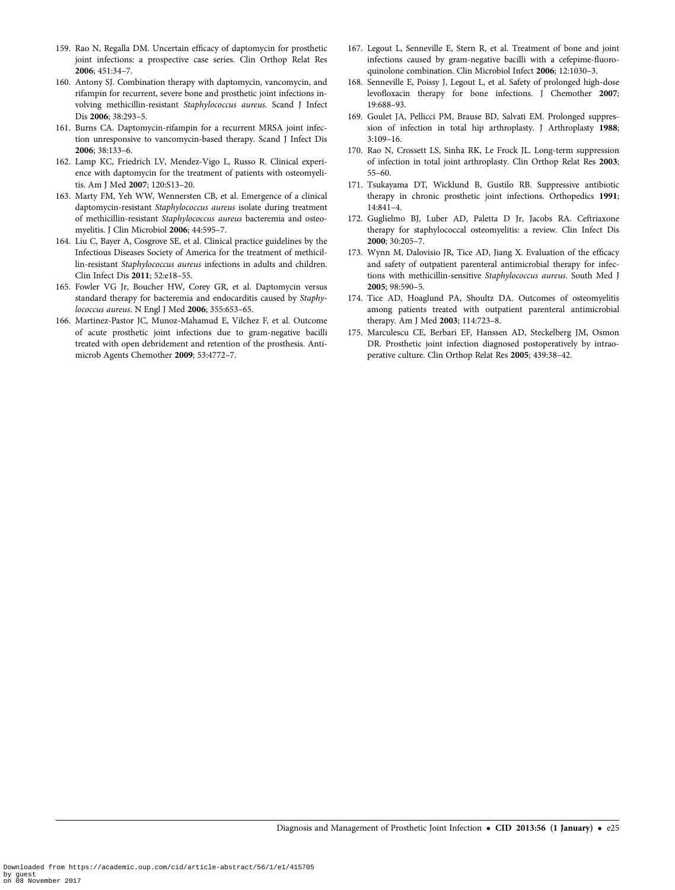159. Rao N, Regalla DM. Uncertain efficacy of daptomycin for prosthetic joint infections: a prospective case series. Clin Orthop Relat Res **2006**; 451:34–7.
160. Antony SJ. Combination therapy with daptomycin, vancomycin, and rifampin for recurrent, severe bone and prosthetic joint infections involving methicillin-resistant *Staphylococcus aureus*. Scand J Infect Dis **2006**; 38:293–5.
161. Burns CA. Daptomycin-rifampin for a recurrent MRSA joint infection unresponsive to vancomycin-based therapy. Scand J Infect Dis **2006**; 38:133–6.
162. Lamp KC, Friedrich LV, Mendez-Vigo L, Russo R. Clinical experience with daptomycin for the treatment of patients with osteomyelitis. Am J Med **2007**; 120:S13–20.
163. Marty FM, Yeh WW, Wennersten CB, et al. Emergence of a clinical daptomycin-resistant *Staphylococcus aureus* isolate during treatment of methicillin-resistant *Staphylococcus aureus* bacteremia and osteomyelitis. J Clin Microbiol **2006**; 44:595–7.
164. Liu C, Bayer A, Cosgrove SE, et al. Clinical practice guidelines by the Infectious Diseases Society of America for the treatment of methicillin-resistant *Staphylococcus aureus* infections in adults and children. Clin Infect Dis **2011**; 52:e18–55.
165. Fowler VG Jr, Boucher HW, Corey GR, et al. Daptomycin versus standard therapy for bacteremia and endocarditis caused by *Staphylococcus aureus*. N Engl J Med **2006**; 355:653–65.
166. Martinez-Pastor JC, Munoz-Mahamud E, Vilchez F, et al. Outcome of acute prosthetic joint infections due to gram-negative bacilli treated with open debridement and retention of the prosthesis. Antimicrob Agents Chemother **2009**; 53:4772–7.
167. Legout L, Senneville E, Stern R, et al. Treatment of bone and joint infections caused by gram-negative bacilli with a cefepime-fluoroquinolone combination. Clin Microbiol Infect **2006**; 12:1030–3.
168. Senneville E, Poissy J, Legout L, et al. Safety of prolonged high-dose levofloxacin therapy for bone infections. J Chemother **2007**; 19:688–93.
169. Goulet JA, Pellicci PM, Brause BD, Salvati EM. Prolonged suppression of infection in total hip arthroplasty. J Arthroplasty **1988**; 3:109–16.
170. Rao N, Crossett LS, Sinha RK, Le Frock JL. Long-term suppression of infection in total joint arthroplasty. Clin Orthop Relat Res **2003**; 55–60.
171. Tsukayama DT, Wicklund B, Gustilo RB. Suppressive antibiotic therapy in chronic prosthetic joint infections. Orthopedics **1991**; 14:841–4.
172. Guglielmo BJ, Luber AD, Paletta D Jr, Jacobs RA. Ceftriaxone therapy for staphylococcal osteomyelitis: a review. Clin Infect Dis **2000**; 30:205–7.
173. Wynn M, Dalovisio JR, Tice AD, Jiang X. Evaluation of the efficacy and safety of outpatient parenteral antimicrobial therapy for infections with methicillin-sensitive *Staphylococcus aureus*. South Med J **2005**; 98:590–5.
174. Tice AD, Hoaglund PA, Shoultz DA. Outcomes of osteomyelitis among patients treated with outpatient parenteral antimicrobial therapy. Am J Med **2003**; 114:723–8.
175. Marculescu CE, Berbari EF, Hanssen AD, Steckelberg JM, Osmon DR. Prosthetic joint infection diagnosed postoperatively by intraoperative culture. Clin Orthop Relat Res **2005**; 439:38–42.